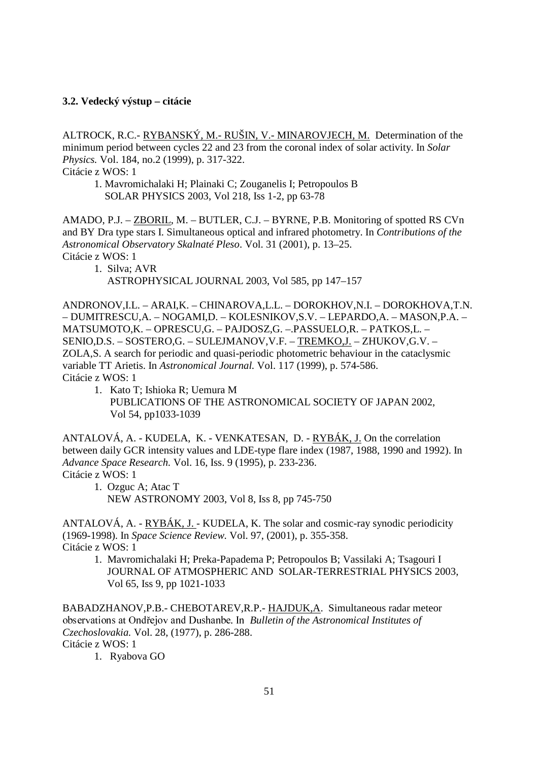### 3.2. Vedecký výstup – citácie

ALTROCK, R.C.- <u>RYBANSKÝ, M.- RUŠIN, V.- MINAROVJECH, M.</u> Determination of the minimum period between cycles 22 and 23 from the coronal index of solar activity. In *Solar Physics.* Vol. 184, no.2 (1999), p. 317-322.
Citácie z WOS: 1

1. Mavromichalaki H; Plainaki C; Zouganelis I; Petropoulos B
   SOLAR PHYSICS 2003, Vol 218, Iss 1-2, pp 63-78

AMADO, P.J. – <u>ZBORIL</u>, M. – BUTLER, C.J. – BYRNE, P.B. Monitoring of spotted RS CVn and BY Dra type stars I. Simultaneous optical and infrared photometry. In *Contributions of the Astronomical Observatory Skalnaté Pleso*. Vol. 31 (2001), p. 13–25.
Citácie z WOS: 1

1. Silva; AVR
   ASTROPHYSICAL JOURNAL 2003, Vol 585, pp 147–157

ANDRONOV,I.L. – ARAI,K. – CHINAROVA,L.L. – DOROKHOV,N.I. – DOROKHOVA,T.N. – DUMITRESCU,A. – NOGAMI,D. – KOLESNIKOV,S.V. – LEPARDO,A. – MASON,P.A. – MATSUMOTO,K. – OPRESCU,G. – PAJDOSZ,G. –.PASSUELO,R. – PATKOS,L. – SENIO,D.S. – SOSTERO,G. – SULEJMANOV,V.F. – <u>TREMKO,J.</u> – ZHUKOV,G.V. – ZOLA,S. A search for periodic and quasi-periodic photometric behaviour in the cataclysmic variable TT Arietis. In *Astronomical Journal.* Vol. 117 (1999), p. 574-586.
Citácie z WOS: 1

1. Kato T; Ishioka R; Uemura M
   PUBLICATIONS OF THE ASTRONOMICAL SOCIETY OF JAPAN 2002, Vol 54, pp1033-1039

ANTALOVÁ, A. - KUDELA, K. - VENKATESAN, D. - <u>RYBÁK, J.</u> On the correlation between daily GCR intensity values and LDE-type flare index (1987, 1988, 1990 and 1992). In *Advance Space Research.* Vol. 16, Iss. 9 (1995), p. 233-236.
Citácie z WOS: 1

1. Ozguc A; Atac T
   NEW ASTRONOMY 2003, Vol 8, Iss 8, pp 745-750

ANTALOVÁ, A. - <u>RYBÁK, J.</u> - KUDELA, K. The solar and cosmic-ray synodic periodicity (1969-1998). In *Space Science Review.* Vol. 97, (2001), p. 355-358.
Citácie z WOS: 1

1. Mavromichalaki H; Preka-Papadema P; Petropoulos B; Vassilaki A; Tsagouri I
   JOURNAL OF ATMOSPHERIC AND SOLAR-TERRESTRIAL PHYSICS 2003, Vol 65, Iss 9, pp 1021-1033

BABADZHANOV,P.B.- CHEBOTAREV,R.P.- <u>HAJDUK,A</u>. Simultaneous radar meteor observations at Ondřejov and Dushanbe. In *Bulletin of the Astronomical Institutes of Czechoslovakia.* Vol. 28, (1977), p. 286-288.
Citácie z WOS: 1

1. Ryabova GO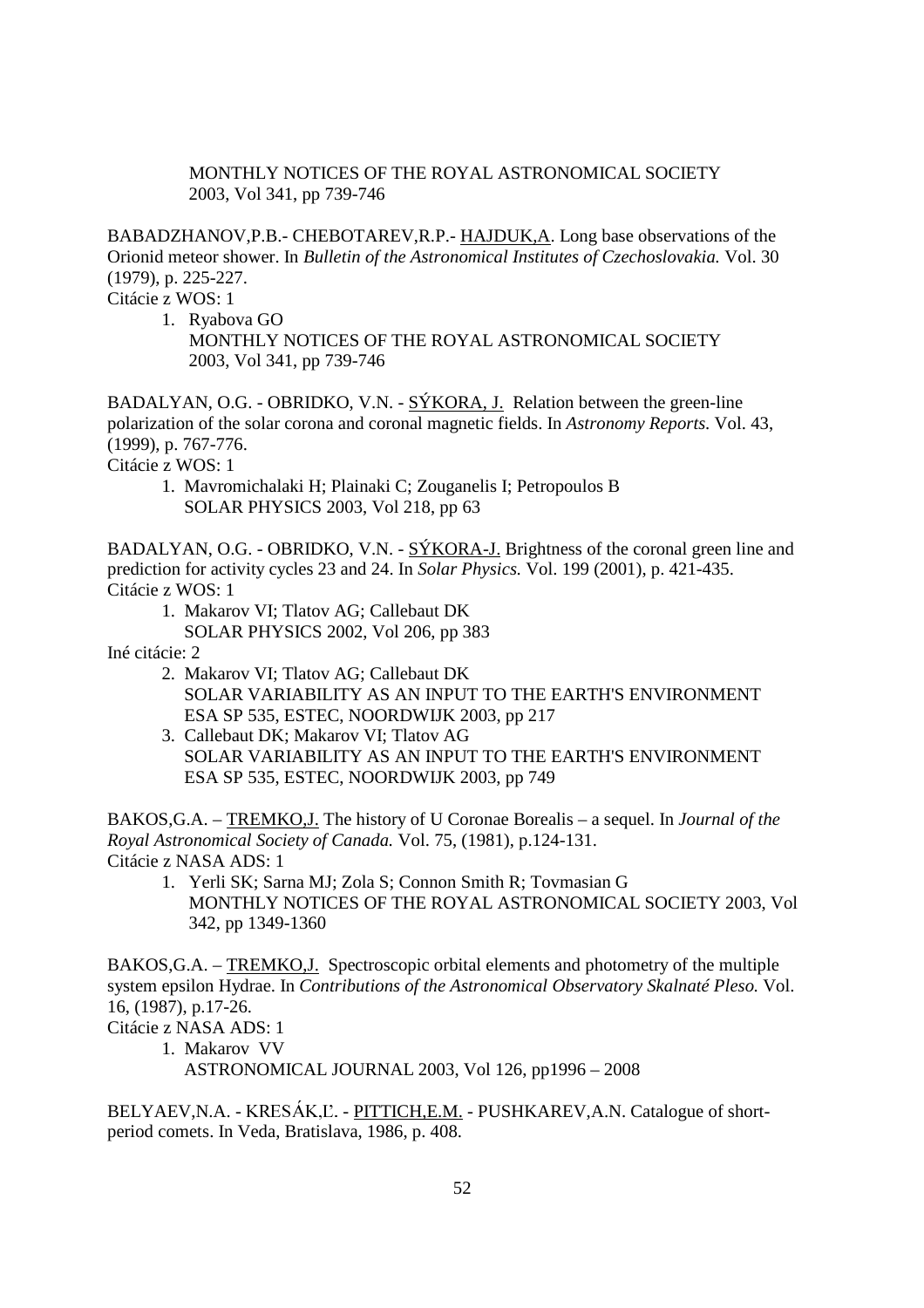MONTHLY NOTICES OF THE ROYAL ASTRONOMICAL SOCIETY
2003, Vol 341, pp 739-746

BABADZHANOV,P.B.- CHEBOTAREV,R.P.- HAJDUK,A. Long base observations of the Orionid meteor shower. In *Bulletin of the Astronomical Institutes of Czechoslovakia.* Vol. 30 (1979), p. 225-227.
Citácie z WOS: 1

1. Ryabova GO
   MONTHLY NOTICES OF THE ROYAL ASTRONOMICAL SOCIETY
   2003, Vol 341, pp 739-746

BADALYAN, O.G. - OBRIDKO, V.N. - SÝKORA, J. Relation between the green-line polarization of the solar corona and coronal magnetic fields. In *Astronomy Reports.* Vol. 43, (1999), p. 767-776.
Citácie z WOS: 1

1. Mavromichalaki H; Plainaki C; Zouganelis I; Petropoulos B
   SOLAR PHYSICS 2003, Vol 218, pp 63

BADALYAN, O.G. - OBRIDKO, V.N. - SÝKORA-J. Brightness of the coronal green line and prediction for activity cycles 23 and 24. In *Solar Physics.* Vol. 199 (2001), p. 421-435.
Citácie z WOS: 1

1. Makarov VI; Tlatov AG; Callebaut DK
   SOLAR PHYSICS 2002, Vol 206, pp 383

Iné citácie: 2

2. Makarov VI; Tlatov AG; Callebaut DK
   SOLAR VARIABILITY AS AN INPUT TO THE EARTH'S ENVIRONMENT
   ESA SP 535, ESTEC, NOORDWIJK 2003, pp 217
3. Callebaut DK; Makarov VI; Tlatov AG
   SOLAR VARIABILITY AS AN INPUT TO THE EARTH'S ENVIRONMENT
   ESA SP 535, ESTEC, NOORDWIJK 2003, pp 749

BAKOS,G.A. – TREMKO,J. The history of U Coronae Borealis – a sequel. In *Journal of the Royal Astronomical Society of Canada.* Vol. 75, (1981), p.124-131.
Citácie z NASA ADS: 1

1. Yerli SK; Sarna MJ; Zola S; Connon Smith R; Tovmasian G
   MONTHLY NOTICES OF THE ROYAL ASTRONOMICAL SOCIETY 2003, Vol 342, pp 1349-1360

BAKOS,G.A. – TREMKO,J. Spectroscopic orbital elements and photometry of the multiple system epsilon Hydrae. In *Contributions of the Astronomical Observatory Skalnaté Pleso.* Vol. 16, (1987), p.17-26.
Citácie z NASA ADS: 1

1. Makarov VV
   ASTRONOMICAL JOURNAL 2003, Vol 126, pp1996 – 2008

BELYAEV,N.A. - KRESÁK,Ľ. - PITTICH,E.M. - PUSHKAREV,A.N. Catalogue of short-period comets. In Veda, Bratislava, 1986, p. 408.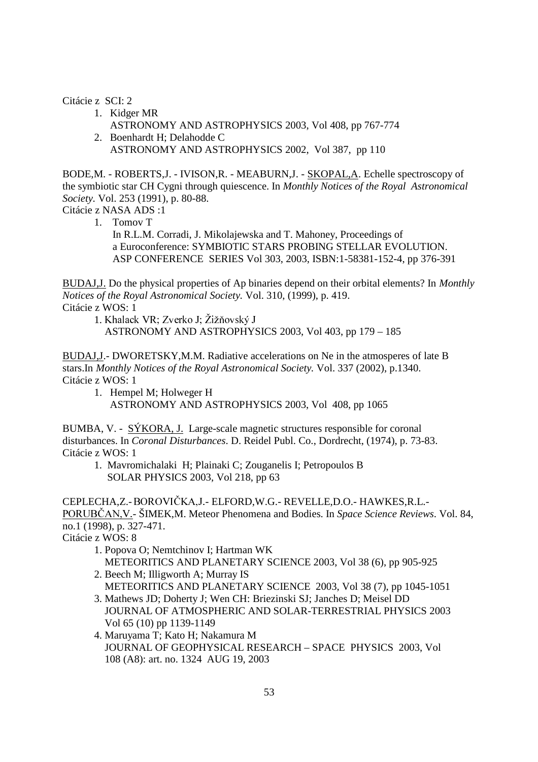Citácie z SCI: 2

1. Kidger MR
   ASTRONOMY AND ASTROPHYSICS 2003, Vol 408, pp 767-774
2. Boenhardt H; Delahodde C
   ASTRONOMY AND ASTROPHYSICS 2002, Vol 387, pp 110

BODE,M. - ROBERTS,J. - IVISON,R. - MEABURN,J. - SKOPAL,A. Echelle spectroscopy of the symbiotic star CH Cygni through quiescence. In *Monthly Notices of the Royal Astronomical Society.* Vol. 253 (1991), p. 80-88.

Citácie z NASA ADS :1

1. Tomov T
   In R.L.M. Corradi, J. Mikolajewska and T. Mahoney, Proceedings of a Euroconference: SYMBIOTIC STARS PROBING STELLAR EVOLUTION. ASP CONFERENCE SERIES Vol 303, 2003, ISBN:1-58381-152-4, pp 376-391

BUDAJ,J. Do the physical properties of Ap binaries depend on their orbital elements? In *Monthly Notices of the Royal Astronomical Society.* Vol. 310, (1999), p. 419.

Citácie z WOS: 1

1. Khalack VR; Zverko J; Žižňovský J
   ASTRONOMY AND ASTROPHYSICS 2003, Vol 403, pp 179 – 185

BUDAJ,J.- DWORETSKY,M.M. Radiative accelerations on Ne in the atmosperes of late B stars.In *Monthly Notices of the Royal Astronomical Society.* Vol. 337 (2002), p.1340.

Citácie z WOS: 1

1. Hempel M; Holweger H
   ASTRONOMY AND ASTROPHYSICS 2003, Vol 408, pp 1065

BUMBA, V. - SÝKORA, J. Large-scale magnetic structures responsible for coronal disturbances. In *Coronal Disturbances*. D. Reidel Publ. Co., Dordrecht, (1974), p. 73-83.

Citácie z WOS: 1

1. Mavromichalaki H; Plainaki C; Zouganelis I; Petropoulos B
   SOLAR PHYSICS 2003, Vol 218, pp 63

CEPLECHA,Z.- BOROVIČKA,J.- ELFORD,W.G.- REVELLE,D.O.- HAWKES,R.L.- PORUBČAN,V.- ŠIMEK,M. Meteor Phenomena and Bodies. In *Space Science Reviews*. Vol. 84, no.1 (1998), p. 327-471.

Citácie z WOS: 8

1. Popova O; Nemtchinov I; Hartman WK
   METEORITICS AND PLANETARY SCIENCE 2003, Vol 38 (6), pp 905-925
2. Beech M; Illigworth A; Murray IS
   METEORITICS AND PLANETARY SCIENCE 2003, Vol 38 (7), pp 1045-1051
3. Mathews JD; Doherty J; Wen CH: Briezinski SJ; Janches D; Meisel DD
   JOURNAL OF ATMOSPHERIC AND SOLAR-TERRESTRIAL PHYSICS 2003 Vol 65 (10) pp 1139-1149
4. Maruyama T; Kato H; Nakamura M
   JOURNAL OF GEOPHYSICAL RESEARCH – SPACE PHYSICS 2003, Vol 108 (A8): art. no. 1324 AUG 19, 2003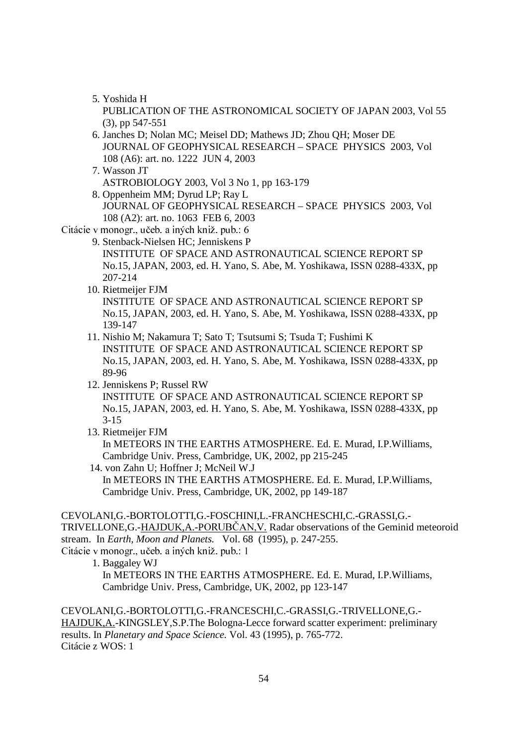5. Yoshida H  
   PUBLICATION OF THE ASTRONOMICAL SOCIETY OF JAPAN 2003, Vol 55 (3), pp 547-551
6. Janches D; Nolan MC; Meisel DD; Mathews JD; Zhou QH; Moser DE  
   JOURNAL OF GEOPHYSICAL RESEARCH – SPACE PHYSICS 2003, Vol 108 (A6): art. no. 1222 JUN 4, 2003
7. Wasson JT  
   ASTROBIOLOGY 2003, Vol 3 No 1, pp 163-179
8. Oppenheim MM; Dyrud LP; Ray L  
   JOURNAL OF GEOPHYSICAL RESEARCH – SPACE PHYSICS 2003, Vol 108 (A2): art. no. 1063 FEB 6, 2003

Citácie v monogr., učeb. a iných kniž. pub.: 6

9. Stenback-Nielsen HC; Jenniskens P  
   INSTITUTE OF SPACE AND ASTRONAUTICAL SCIENCE REPORT SP No.15, JAPAN, 2003, ed. H. Yano, S. Abe, M. Yoshikawa, ISSN 0288-433X, pp 207-214
10. Rietmeijer FJM  
    INSTITUTE OF SPACE AND ASTRONAUTICAL SCIENCE REPORT SP No.15, JAPAN, 2003, ed. H. Yano, S. Abe, M. Yoshikawa, ISSN 0288-433X, pp 139-147
11. Nishio M; Nakamura T; Sato T; Tsutsumi S; Tsuda T; Fushimi K  
    INSTITUTE OF SPACE AND ASTRONAUTICAL SCIENCE REPORT SP No.15, JAPAN, 2003, ed. H. Yano, S. Abe, M. Yoshikawa, ISSN 0288-433X, pp 89-96
12. Jenniskens P; Russel RW  
    INSTITUTE OF SPACE AND ASTRONAUTICAL SCIENCE REPORT SP No.15, JAPAN, 2003, ed. H. Yano, S. Abe, M. Yoshikawa, ISSN 0288-433X, pp 3-15
13. Rietmeijer FJM  
    In METEORS IN THE EARTHS ATMOSPHERE. Ed. E. Murad, I.P.Williams, Cambridge Univ. Press, Cambridge, UK, 2002, pp 215-245
14. von Zahn U; Hoffner J; McNeil W.J  
    In METEORS IN THE EARTHS ATMOSPHERE. Ed. E. Murad, I.P.Williams, Cambridge Univ. Press, Cambridge, UK, 2002, pp 149-187

CEVOLANI,G.-BORTOLOTTI,G.-FOSCHINI,L.-FRANCHESCHI,C.-GRASSI,G.-TRIVELLONE,G.-<u>HAJDUK,A.-PORUBČAN,V.</u> Radar observations of the Geminid meteoroid stream. In *Earth, Moon and Planets.* Vol. 68 (1995), p. 247-255.  
Citácie v monogr., učeb. a iných kniž. pub.: 1

1. Baggaley WJ  
   In METEORS IN THE EARTHS ATMOSPHERE. Ed. E. Murad, I.P.Williams, Cambridge Univ. Press, Cambridge, UK, 2002, pp 123-147

CEVOLANI,G.-BORTOLOTTI,G.-FRANCESCHI,C.-GRASSI,G.-TRIVELLONE,G.-<u>HAJDUK,A.</u>-KINGSLEY,S.P.The Bologna-Lecce forward scatter experiment: preliminary results. In *Planetary and Space Science.* Vol. 43 (1995), p. 765-772.  
Citácie z WOS: 1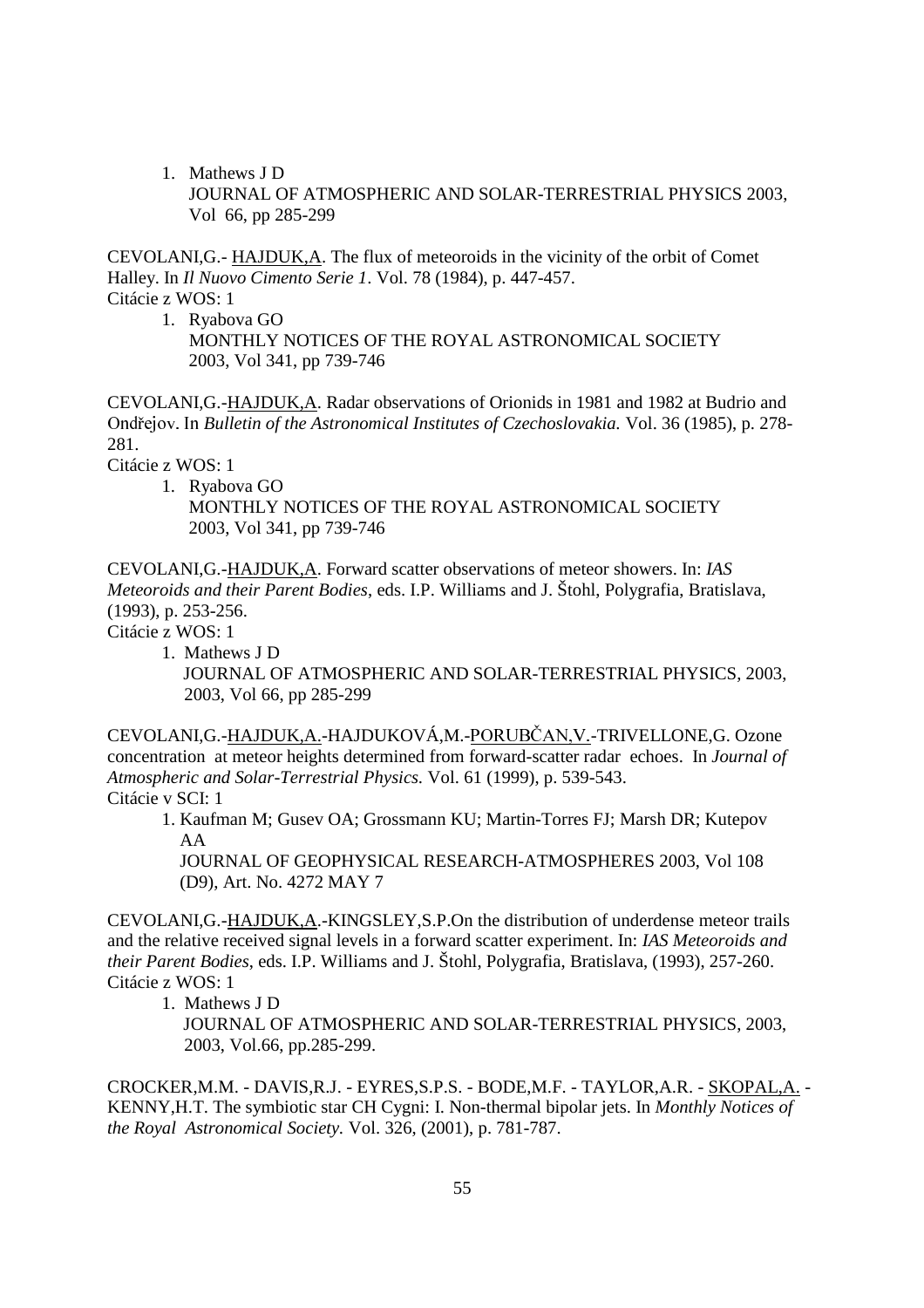1. Mathews J D
   JOURNAL OF ATMOSPHERIC AND SOLAR-TERRESTRIAL PHYSICS 2003, Vol 66, pp 285-299

CEVOLANI,G.- HAJDUK,A. The flux of meteoroids in the vicinity of the orbit of Comet Halley. In *Il Nuovo Cimento Serie 1*. Vol. 78 (1984), p. 447-457.
Citácie z WOS: 1

1. Ryabova GO
   MONTHLY NOTICES OF THE ROYAL ASTRONOMICAL SOCIETY 2003, Vol 341, pp 739-746

CEVOLANI,G.-HAJDUK,A. Radar observations of Orionids in 1981 and 1982 at Budrio and Ondřejov. In *Bulletin of the Astronomical Institutes of Czechoslovakia.* Vol. 36 (1985), p. 278-281.
Citácie z WOS: 1

1. Ryabova GO
   MONTHLY NOTICES OF THE ROYAL ASTRONOMICAL SOCIETY 2003, Vol 341, pp 739-746

CEVOLANI,G.-HAJDUK,A. Forward scatter observations of meteor showers. In: *IAS Meteoroids and their Parent Bodies*, eds. I.P. Williams and J. Štohl, Polygrafia, Bratislava, (1993), p. 253-256.
Citácie z WOS: 1

1. Mathews J D
   JOURNAL OF ATMOSPHERIC AND SOLAR-TERRESTRIAL PHYSICS, 2003, 2003, Vol 66, pp 285-299

CEVOLANI,G.-HAJDUK,A.-HAJDUKOVÁ,M.-PORUBČAN,V.-TRIVELLONE,G. Ozone concentration at meteor heights determined from forward-scatter radar echoes. In *Journal of Atmospheric and Solar-Terrestrial Physics.* Vol. 61 (1999), p. 539-543.
Citácie v SCI: 1

1. Kaufman M; Gusev OA; Grossmann KU; Martin-Torres FJ; Marsh DR; Kutepov AA
   JOURNAL OF GEOPHYSICAL RESEARCH-ATMOSPHERES 2003, Vol 108 (D9), Art. No. 4272 MAY 7

CEVOLANI,G.-HAJDUK,A.-KINGSLEY,S.P.On the distribution of underdense meteor trails and the relative received signal levels in a forward scatter experiment. In: *IAS Meteoroids and their Parent Bodies*, eds. I.P. Williams and J. Štohl, Polygrafia, Bratislava, (1993), 257-260.
Citácie z WOS: 1

1. Mathews J D
   JOURNAL OF ATMOSPHERIC AND SOLAR-TERRESTRIAL PHYSICS, 2003, 2003, Vol.66, pp.285-299.

CROCKER,M.M. - DAVIS,R.J. - EYRES,S.P.S. - BODE,M.F. - TAYLOR,A.R. - SKOPAL,A. - KENNY,H.T. The symbiotic star CH Cygni: I. Non-thermal bipolar jets. In *Monthly Notices of the Royal Astronomical Society.* Vol. 326, (2001), p. 781-787.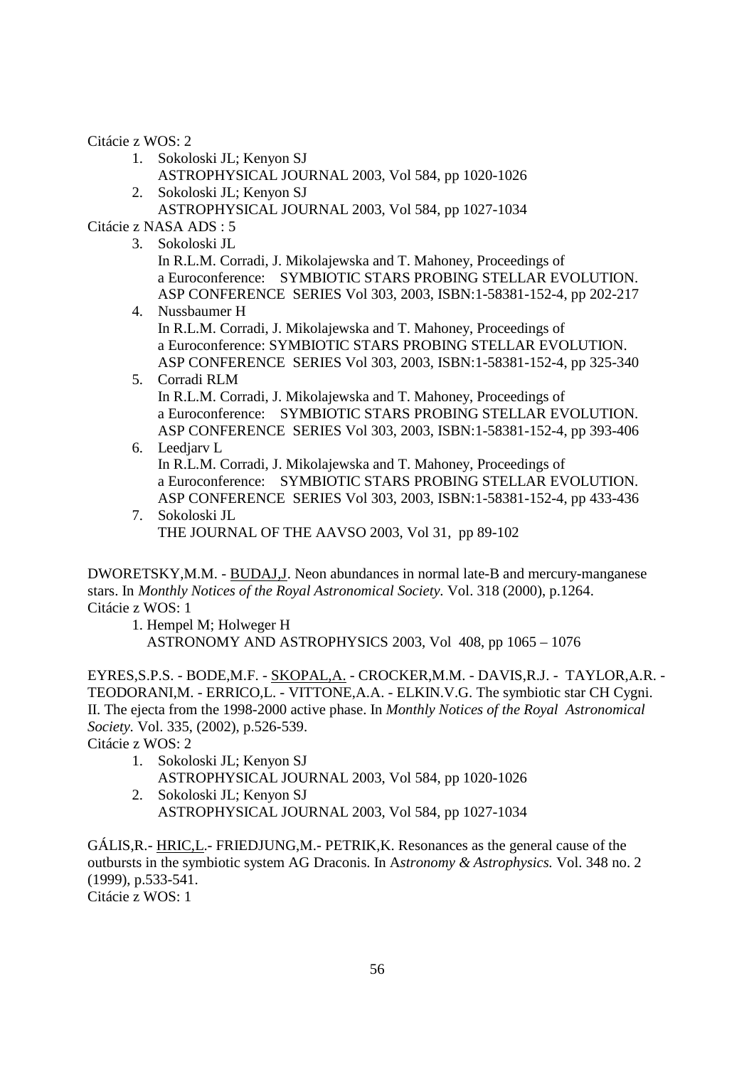Citácie z WOS: 2

1. Sokoloski JL; Kenyon SJ
   ASTROPHYSICAL JOURNAL 2003, Vol 584, pp 1020-1026
2. Sokoloski JL; Kenyon SJ
   ASTROPHYSICAL JOURNAL 2003, Vol 584, pp 1027-1034

Citácie z NASA ADS : 5

3. Sokoloski JL
   In R.L.M. Corradi, J. Mikolajewska and T. Mahoney, Proceedings of a Euroconference: SYMBIOTIC STARS PROBING STELLAR EVOLUTION. ASP CONFERENCE SERIES Vol 303, 2003, ISBN:1-58381-152-4, pp 202-217
4. Nussbaumer H
   In R.L.M. Corradi, J. Mikolajewska and T. Mahoney, Proceedings of a Euroconference: SYMBIOTIC STARS PROBING STELLAR EVOLUTION. ASP CONFERENCE SERIES Vol 303, 2003, ISBN:1-58381-152-4, pp 325-340
5. Corradi RLM
   In R.L.M. Corradi, J. Mikolajewska and T. Mahoney, Proceedings of a Euroconference: SYMBIOTIC STARS PROBING STELLAR EVOLUTION. ASP CONFERENCE SERIES Vol 303, 2003, ISBN:1-58381-152-4, pp 393-406
6. Leedjarv L
   In R.L.M. Corradi, J. Mikolajewska and T. Mahoney, Proceedings of a Euroconference: SYMBIOTIC STARS PROBING STELLAR EVOLUTION. ASP CONFERENCE SERIES Vol 303, 2003, ISBN:1-58381-152-4, pp 433-436
7. Sokoloski JL
   THE JOURNAL OF THE AAVSO 2003, Vol 31, pp 89-102

DWORETSKY,M.M. - BUDAJ,J. Neon abundances in normal late-B and mercury-manganese stars. In *Monthly Notices of the Royal Astronomical Society.* Vol. 318 (2000), p.1264.
Citácie z WOS: 1

1. Hempel M; Holweger H
   ASTRONOMY AND ASTROPHYSICS 2003, Vol 408, pp 1065 – 1076

EYRES,S.P.S. - BODE,M.F. - SKOPAL,A. - CROCKER,M.M. - DAVIS,R.J. - TAYLOR,A.R. - TEODORANI,M. - ERRICO,L. - VITTONE,A.A. - ELKIN.V.G. The symbiotic star CH Cygni. II. The ejecta from the 1998-2000 active phase. In *Monthly Notices of the Royal Astronomical Society.* Vol. 335, (2002), p.526-539.
Citácie z WOS: 2

1. Sokoloski JL; Kenyon SJ
   ASTROPHYSICAL JOURNAL 2003, Vol 584, pp 1020-1026
2. Sokoloski JL; Kenyon SJ
   ASTROPHYSICAL JOURNAL 2003, Vol 584, pp 1027-1034

GÁLIS,R.- HRIC,L.- FRIEDJUNG,M.- PETRIK,K. Resonances as the general cause of the outbursts in the symbiotic system AG Draconis. In *Astronomy & Astrophysics.* Vol. 348 no. 2 (1999), p.533-541.
Citácie z WOS: 1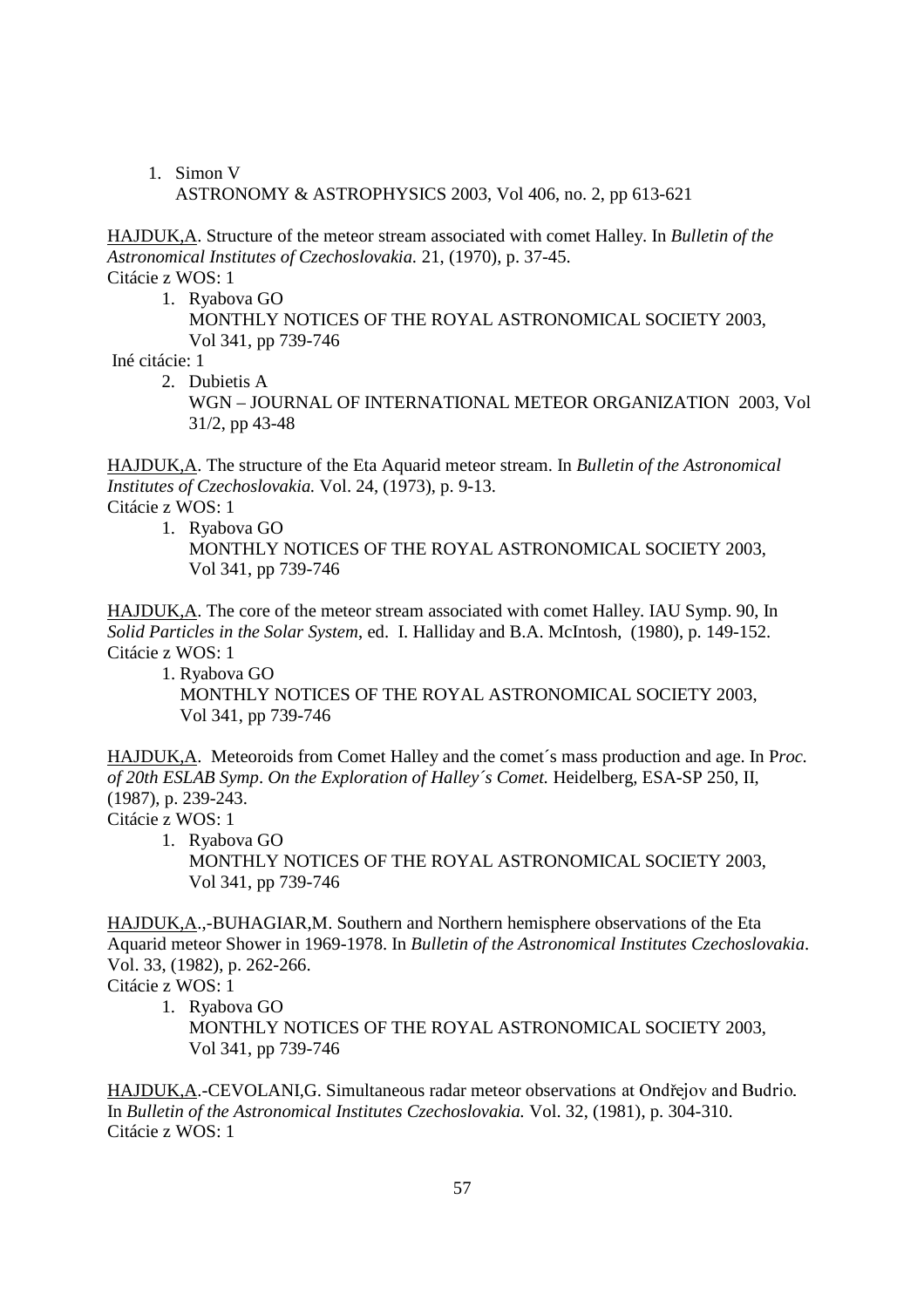1. Simon V
   ASTRONOMY & ASTROPHYSICS 2003, Vol 406, no. 2, pp 613-621

HAJDUK,A. Structure of the meteor stream associated with comet Halley. In *Bulletin of the Astronomical Institutes of Czechoslovakia.* 21, (1970), p. 37-45.
Citácie z WOS: 1

1. Ryabova GO
   MONTHLY NOTICES OF THE ROYAL ASTRONOMICAL SOCIETY 2003, Vol 341, pp 739-746

Iné citácie: 1

2. Dubietis A
   WGN – JOURNAL OF INTERNATIONAL METEOR ORGANIZATION 2003, Vol 31/2, pp 43-48

HAJDUK,A. The structure of the Eta Aquarid meteor stream. In *Bulletin of the Astronomical Institutes of Czechoslovakia.* Vol. 24, (1973), p. 9-13.
Citácie z WOS: 1

1. Ryabova GO
   MONTHLY NOTICES OF THE ROYAL ASTRONOMICAL SOCIETY 2003, Vol 341, pp 739-746

HAJDUK,A. The core of the meteor stream associated with comet Halley. IAU Symp. 90, In *Solid Particles in the Solar System*, ed. I. Halliday and B.A. McIntosh, (1980), p. 149-152.
Citácie z WOS: 1

1. Ryabova GO
   MONTHLY NOTICES OF THE ROYAL ASTRONOMICAL SOCIETY 2003, Vol 341, pp 739-746

HAJDUK,A. Meteoroids from Comet Halley and the comet´s mass production and age. In P*roc. of 20th ESLAB Symp*. *On the Exploration of Halley´s Comet.* Heidelberg, ESA-SP 250, II, (1987), p. 239-243.
Citácie z WOS: 1

1. Ryabova GO
   MONTHLY NOTICES OF THE ROYAL ASTRONOMICAL SOCIETY 2003, Vol 341, pp 739-746

HAJDUK,A.,-BUHAGIAR,M. Southern and Northern hemisphere observations of the Eta Aquarid meteor Shower in 1969-1978. In *Bulletin of the Astronomical Institutes Czechoslovakia*. Vol. 33, (1982), p. 262-266.
Citácie z WOS: 1

1. Ryabova GO
   MONTHLY NOTICES OF THE ROYAL ASTRONOMICAL SOCIETY 2003, Vol 341, pp 739-746

HAJDUK,A.-CEVOLANI,G. Simultaneous radar meteor observations at Ondřejov and Budrio. In *Bulletin of the Astronomical Institutes Czechoslovakia.* Vol. 32, (1981), p. 304-310.
Citácie z WOS: 1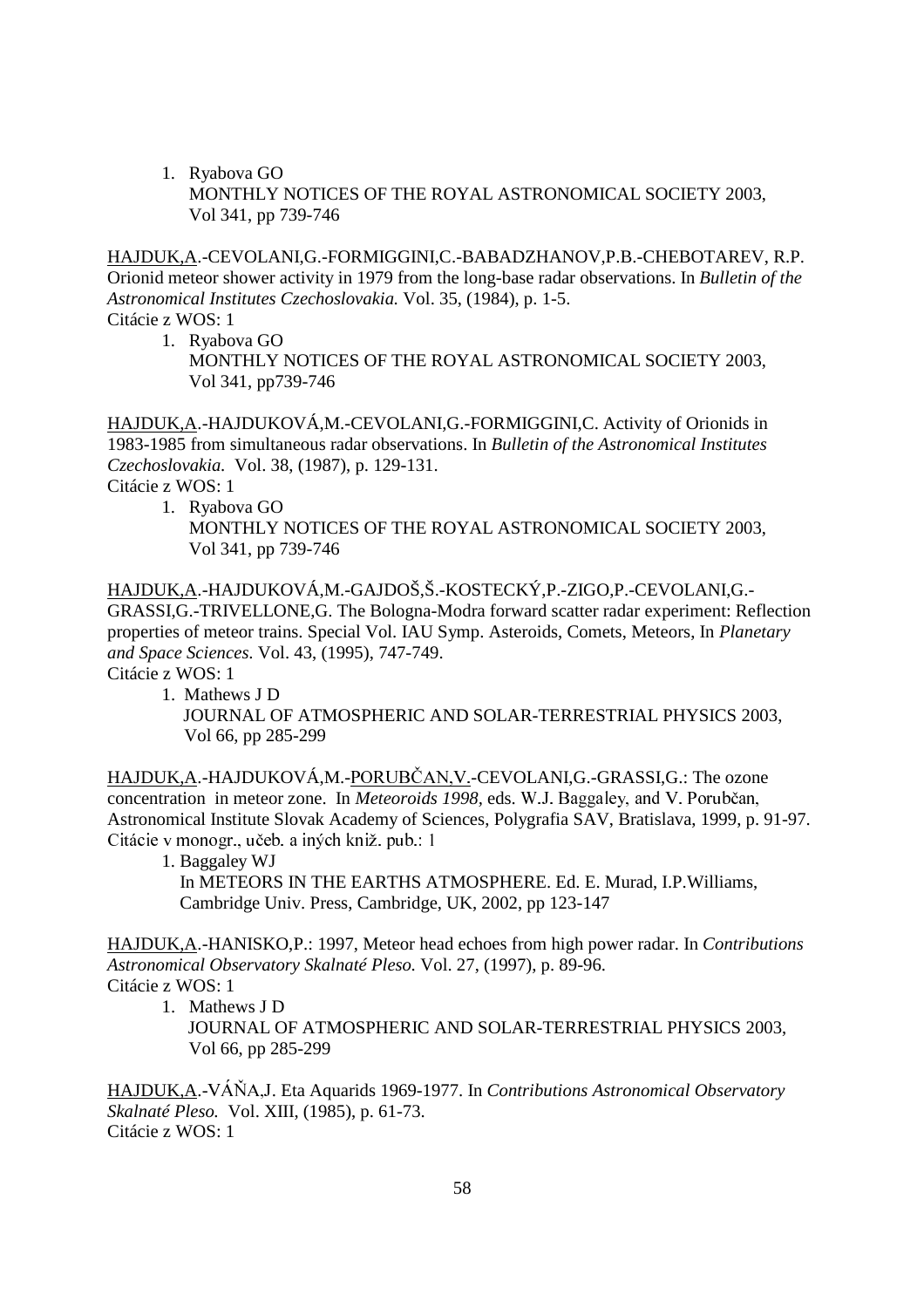1. Ryabova GO
   MONTHLY NOTICES OF THE ROYAL ASTRONOMICAL SOCIETY 2003, Vol 341, pp 739-746

HAJDUK,A.-CEVOLANI,G.-FORMIGGINI,C.-BABADZHANOV,P.B.-CHEBOTAREV, R.P. Orionid meteor shower activity in 1979 from the long-base radar observations. In *Bulletin of the Astronomical Institutes Czechoslovakia.* Vol. 35, (1984), p. 1-5.
Citácie z WOS: 1

1. Ryabova GO
   MONTHLY NOTICES OF THE ROYAL ASTRONOMICAL SOCIETY 2003, Vol 341, pp739-746

HAJDUK,A.-HAJDUKOVÁ,M.-CEVOLANI,G.-FORMIGGINI,C. Activity of Orionids in 1983-1985 from simultaneous radar observations. In *Bulletin of the Astronomical Institutes Czechoslovakia.* Vol. 38, (1987), p. 129-131.
Citácie z WOS: 1

1. Ryabova GO
   MONTHLY NOTICES OF THE ROYAL ASTRONOMICAL SOCIETY 2003, Vol 341, pp 739-746

HAJDUK,A.-HAJDUKOVÁ,M.-GAJDOŠ,Š.-KOSTECKÝ,P.-ZIGO,P.-CEVOLANI,G.-GRASSI,G.-TRIVELLONE,G. The Bologna-Modra forward scatter radar experiment: Reflection properties of meteor trains. Special Vol. IAU Symp. Asteroids, Comets, Meteors, In *Planetary and Space Sciences.* Vol. 43, (1995), 747-749.
Citácie z WOS: 1

1. Mathews J D
   JOURNAL OF ATMOSPHERIC AND SOLAR-TERRESTRIAL PHYSICS 2003, Vol 66, pp 285-299

HAJDUK,A.-HAJDUKOVÁ,M.-PORUBČAN,V.-CEVOLANI,G.-GRASSI,G.: The ozone concentration in meteor zone. In *Meteoroids 1998,* eds. W.J. Baggaley, and V. Porubčan, Astronomical Institute Slovak Academy of Sciences, Polygrafia SAV, Bratislava, 1999, p. 91-97.
Citácie v monogr., učeb. a iných kniž. pub.: 1

1. Baggaley WJ
   In METEORS IN THE EARTHS ATMOSPHERE. Ed. E. Murad, I.P.Williams, Cambridge Univ. Press, Cambridge, UK, 2002, pp 123-147

HAJDUK,A.-HANISKO,P.: 1997, Meteor head echoes from high power radar. In *Contributions Astronomical Observatory Skalnaté Pleso.* Vol. 27, (1997), p. 89-96.
Citácie z WOS: 1

1. Mathews J D
   JOURNAL OF ATMOSPHERIC AND SOLAR-TERRESTRIAL PHYSICS 2003, Vol 66, pp 285-299

HAJDUK,A.-VÁŇA,J. Eta Aquarids 1969-1977. In *Contributions Astronomical Observatory Skalnaté Pleso.* Vol. XIII, (1985), p. 61-73.
Citácie z WOS: 1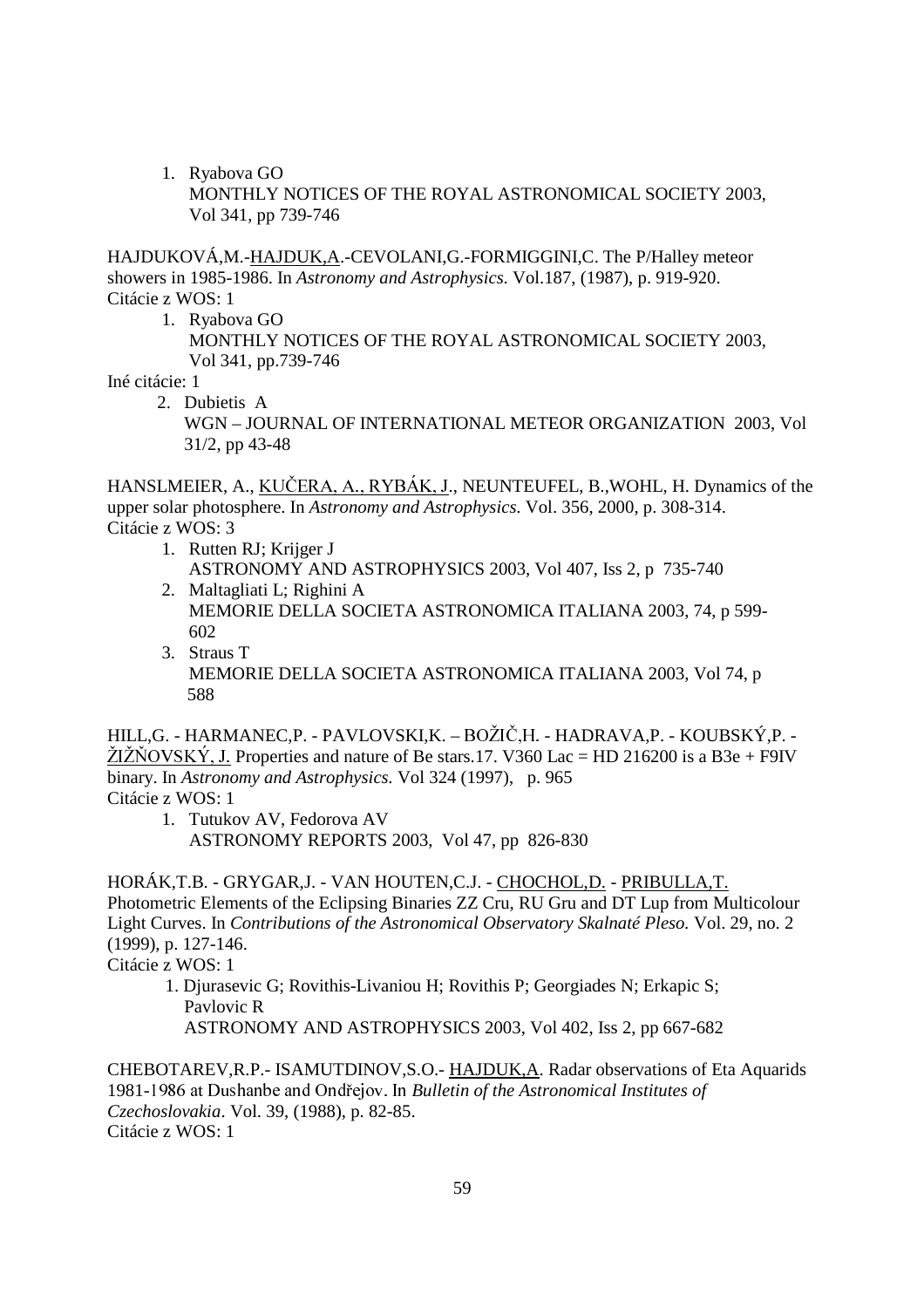1. Ryabova GO  
   MONTHLY NOTICES OF THE ROYAL ASTRONOMICAL SOCIETY 2003, Vol 341, pp 739-746

HAJDUKOVÁ,M.-<u>HAJDUK,A</u>.-CEVOLANI,G.-FORMIGGINI,C. The P/Halley meteor showers in 1985-1986. In *Astronomy and Astrophysics.* Vol.187, (1987), p. 919-920.  
Citácie z WOS: 1

1. Ryabova GO  
   MONTHLY NOTICES OF THE ROYAL ASTRONOMICAL SOCIETY 2003, Vol 341, pp.739-746

Iné citácie: 1

2. Dubietis A  
   WGN – JOURNAL OF INTERNATIONAL METEOR ORGANIZATION 2003, Vol 31/2, pp 43-48

HANSLMEIER, A., <u>KUČERA, A., RYBÁK, J</u>., NEUNTEUFEL, B.,WOHL, H. Dynamics of the upper solar photosphere. In *Astronomy and Astrophysics.* Vol. 356, 2000, p. 308-314.  
Citácie z WOS: 3

1. Rutten RJ; Krijger J  
   ASTRONOMY AND ASTROPHYSICS 2003, Vol 407, Iss 2, p 735-740
2. Maltagliati L; Righini A  
   MEMORIE DELLA SOCIETA ASTRONOMICA ITALIANA 2003, 74, p 599-602
3. Straus T  
   MEMORIE DELLA SOCIETA ASTRONOMICA ITALIANA 2003, Vol 74, p 588

HILL,G. - HARMANEC,P. - PAVLOVSKI,K. – BOŽIČ,H. - HADRAVA,P. - KOUBSKÝ,P. - <u>ŽIŽŇOVSKÝ, J.</u> Properties and nature of Be stars.17. V360 Lac = HD 216200 is a B3e + F9IV binary. In *Astronomy and Astrophysics.* Vol 324 (1997), p. 965  
Citácie z WOS: 1

1. Tutukov AV, Fedorova AV  
   ASTRONOMY REPORTS 2003, Vol 47, pp 826-830

HORÁK,T.B. - GRYGAR,J. - VAN HOUTEN,C.J. - <u>CHOCHOL,D.</u> - <u>PRIBULLA,T.</u> Photometric Elements of the Eclipsing Binaries ZZ Cru, RU Gru and DT Lup from Multicolour Light Curves. In *Contributions of the Astronomical Observatory Skalnaté Pleso.* Vol. 29, no. 2 (1999), p. 127-146.  
Citácie z WOS: 1

1. Djurasevic G; Rovithis-Livaniou H; Rovithis P; Georgiades N; Erkapic S; Pavlovic R  
   ASTRONOMY AND ASTROPHYSICS 2003, Vol 402, Iss 2, pp 667-682

CHEBOTAREV,R.P.- ISAMUTDINOV,S.O.- <u>HAJDUK,A</u>. Radar observations of Eta Aquarids 1981-1986 at Dushanbe and Ondřejov. In *Bulletin of the Astronomical Institutes of Czechoslovakia.* Vol. 39, (1988), p. 82-85.  
Citácie z WOS: 1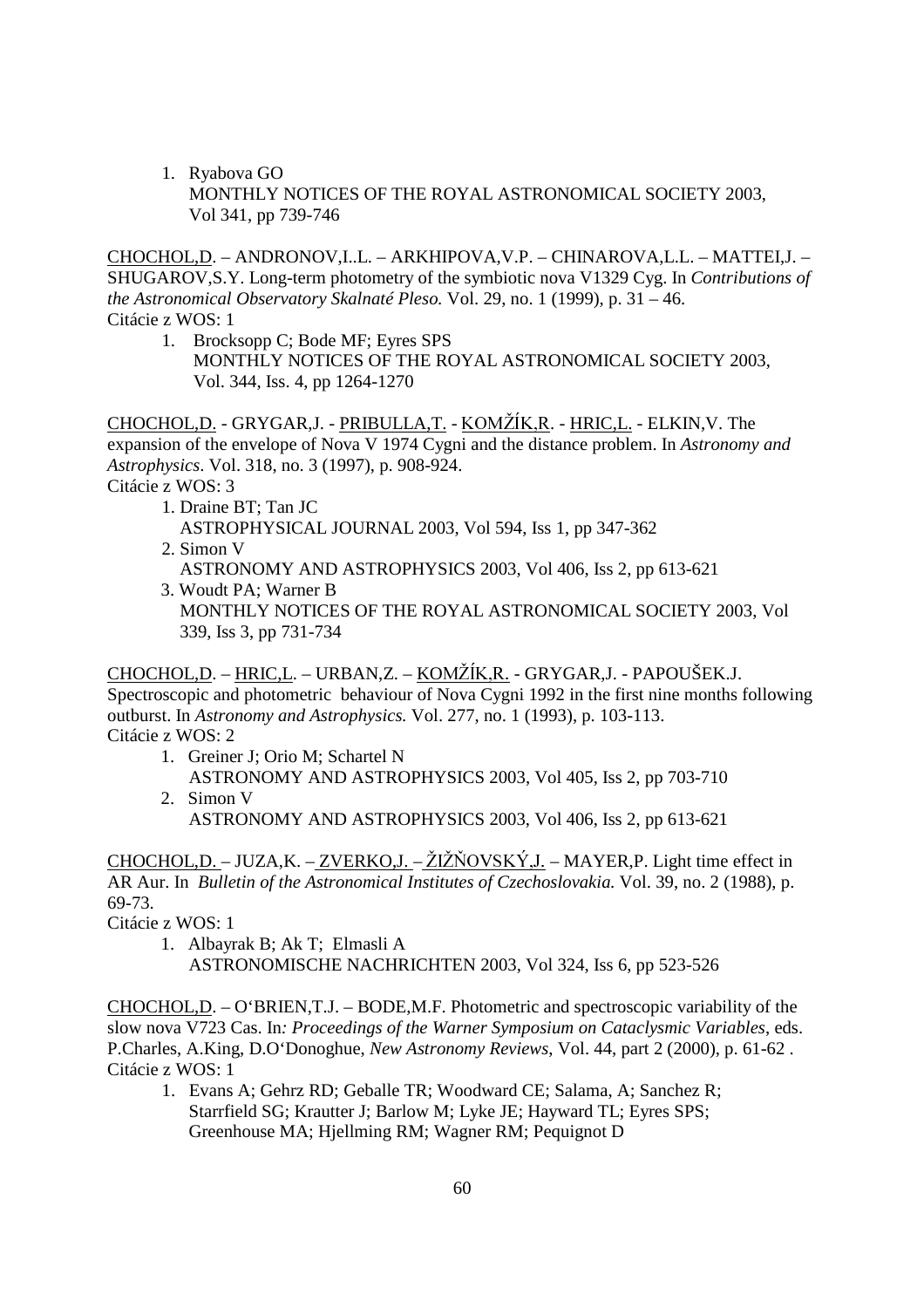1. Ryabova GO
   MONTHLY NOTICES OF THE ROYAL ASTRONOMICAL SOCIETY 2003, Vol 341, pp 739-746

CHOCHOL,D. – ANDRONOV,I..L. – ARKHIPOVA,V.P. – CHINAROVA,L.L. – MATTEI,J. – SHUGAROV,S.Y. Long-term photometry of the symbiotic nova V1329 Cyg. In *Contributions of the Astronomical Observatory Skalnaté Pleso.* Vol. 29, no. 1 (1999), p. 31 – 46.
Citácie z WOS: 1

1. Brocksopp C; Bode MF; Eyres SPS
   MONTHLY NOTICES OF THE ROYAL ASTRONOMICAL SOCIETY 2003, Vol. 344, Iss. 4, pp 1264-1270

CHOCHOL,D. - GRYGAR,J. - PRIBULLA,T. - KOMŽÍK,R. - HRIC,L. - ELKIN,V. The expansion of the envelope of Nova V 1974 Cygni and the distance problem. In *Astronomy and Astrophysics*. Vol. 318, no. 3 (1997), p. 908-924.
Citácie z WOS: 3

1. Draine BT; Tan JC
   ASTROPHYSICAL JOURNAL 2003, Vol 594, Iss 1, pp 347-362
2. Simon V
   ASTRONOMY AND ASTROPHYSICS 2003, Vol 406, Iss 2, pp 613-621
3. Woudt PA; Warner B
   MONTHLY NOTICES OF THE ROYAL ASTRONOMICAL SOCIETY 2003, Vol 339, Iss 3, pp 731-734

CHOCHOL,D. – HRIC,L. – URBAN,Z. – KOMŽÍK,R. - GRYGAR,J. - PAPOUŠEK.J. Spectroscopic and photometric behaviour of Nova Cygni 1992 in the first nine months following outburst. In *Astronomy and Astrophysics.* Vol. 277, no. 1 (1993), p. 103-113.
Citácie z WOS: 2

1. Greiner J; Orio M; Schartel N
   ASTRONOMY AND ASTROPHYSICS 2003, Vol 405, Iss 2, pp 703-710
2. Simon V
   ASTRONOMY AND ASTROPHYSICS 2003, Vol 406, Iss 2, pp 613-621

CHOCHOL,D. – JUZA,K. – ZVERKO,J. – ŽIŽŇOVSKÝ,J. – MAYER,P. Light time effect in AR Aur. In *Bulletin of the Astronomical Institutes of Czechoslovakia.* Vol. 39, no. 2 (1988), p. 69-73.
Citácie z WOS: 1

1. Albayrak B; Ak T; Elmasli A
   ASTRONOMISCHE NACHRICHTEN 2003, Vol 324, Iss 6, pp 523-526

CHOCHOL,D. – O'BRIEN,T.J. – BODE,M.F. Photometric and spectroscopic variability of the slow nova V723 Cas. In*: Proceedings of the Warner Symposium on Cataclysmic Variables*, eds. P.Charles, A.King, D.O'Donoghue, *New Astronomy Reviews*, Vol. 44, part 2 (2000), p. 61-62 .
Citácie z WOS: 1

1. Evans A; Gehrz RD; Geballe TR; Woodward CE; Salama, A; Sanchez R; Starrfield SG; Krautter J; Barlow M; Lyke JE; Hayward TL; Eyres SPS; Greenhouse MA; Hjellming RM; Wagner RM; Pequignot D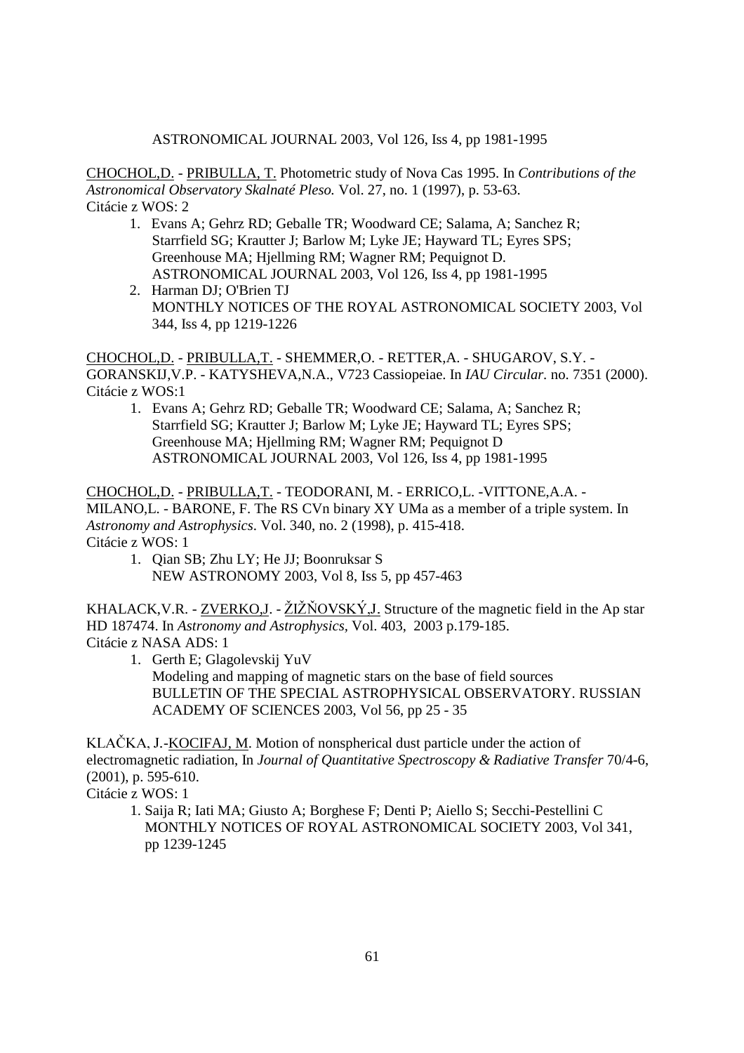ASTRONOMICAL JOURNAL 2003, Vol 126, Iss 4, pp 1981-1995

<u>CHOCHOL,D.</u> - <u>PRIBULLA, T.</u> Photometric study of Nova Cas 1995. In *Contributions of the Astronomical Observatory Skalnaté Pleso.* Vol. 27, no. 1 (1997), p. 53-63.
Citácie z WOS: 2

1. Evans A; Gehrz RD; Geballe TR; Woodward CE; Salama, A; Sanchez R; Starrfield SG; Krautter J; Barlow M; Lyke JE; Hayward TL; Eyres SPS; Greenhouse MA; Hjellming RM; Wagner RM; Pequignot D.
   ASTRONOMICAL JOURNAL 2003, Vol 126, Iss 4, pp 1981-1995
2. Harman DJ; O'Brien TJ
   MONTHLY NOTICES OF THE ROYAL ASTRONOMICAL SOCIETY 2003, Vol 344, Iss 4, pp 1219-1226

<u>CHOCHOL,D.</u> - <u>PRIBULLA,T.</u> - SHEMMER,O. - RETTER,A. - SHUGAROV, S.Y. - GORANSKIJ,V.P. - KATYSHEVA,N.A., V723 Cassiopeiae. In *IAU Circular.* no. 7351 (2000).
Citácie z WOS:1

1. Evans A; Gehrz RD; Geballe TR; Woodward CE; Salama, A; Sanchez R; Starrfield SG; Krautter J; Barlow M; Lyke JE; Hayward TL; Eyres SPS; Greenhouse MA; Hjellming RM; Wagner RM; Pequignot D
   ASTRONOMICAL JOURNAL 2003, Vol 126, Iss 4, pp 1981-1995

<u>CHOCHOL,D.</u> - <u>PRIBULLA,T.</u> - TEODORANI, M. - ERRICO,L. -VITTONE,A.A. - MILANO,L. - BARONE, F. The RS CVn binary XY UMa as a member of a triple system. In *Astronomy and Astrophysics*. Vol. 340, no. 2 (1998), p. 415-418.
Citácie z WOS: 1

1. Qian SB; Zhu LY; He JJ; Boonruksar S
   NEW ASTRONOMY 2003, Vol 8, Iss 5, pp 457-463

KHALACK,V.R. - <u>ZVERKO,J.</u> - <u>ŽIŽŇOVSKÝ,J.</u> Structure of the magnetic field in the Ap star HD 187474. In *Astronomy and Astrophysics,* Vol. 403, 2003 p.179-185.
Citácie z NASA ADS: 1

1. Gerth E; Glagolevskij YuV
   Modeling and mapping of magnetic stars on the base of field sources
   BULLETIN OF THE SPECIAL ASTROPHYSICAL OBSERVATORY. RUSSIAN ACADEMY OF SCIENCES 2003, Vol 56, pp 25 - 35

KLAČKA, J.-<u>KOCIFAJ, M.</u> Motion of nonspherical dust particle under the action of electromagnetic radiation, In *Journal of Quantitative Spectroscopy & Radiative Transfer* 70/4-6, (2001), p. 595-610.
Citácie z WOS: 1

1. Saija R; Iati MA; Giusto A; Borghese F; Denti P; Aiello S; Secchi-Pestellini C
   MONTHLY NOTICES OF ROYAL ASTRONOMICAL SOCIETY 2003, Vol 341, pp 1239-1245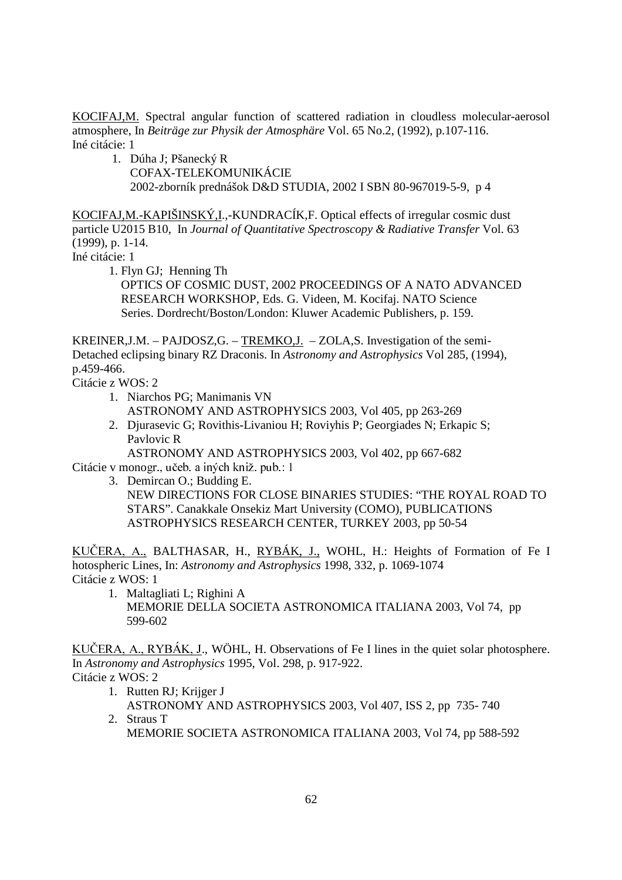KOCIFAJ,M. Spectral angular function of scattered radiation in cloudless molecular-aerosol atmosphere, In *Beiträge zur Physik der Atmosphäre* Vol. 65 No.2, (1992), p.107-116.
Iné citácie: 1

1. Dúha J; Pšanecký R
   COFAX-TELEKOMUNIKÁCIE
   2002-zborník prednášok D&D STUDIA, 2002 I SBN 80-967019-5-9, p 4

KOCIFAJ,M.-KAPIŠINSKÝ,I.,-KUNDRACÍK,F. Optical effects of irregular cosmic dust particle U2015 B10, In *Journal of Quantitative Spectroscopy & Radiative Transfer* Vol. 63 (1999), p. 1-14.
Iné citácie: 1

1. Flyn GJ; Henning Th
   OPTICS OF COSMIC DUST, 2002 PROCEEDINGS OF A NATO ADVANCED RESEARCH WORKSHOP, Eds. G. Videen, M. Kocifaj. NATO Science Series. Dordrecht/Boston/London: Kluwer Academic Publishers, p. 159.

KREINER,J.M. – PAJDOSZ,G. – TREMKO,J. – ZOLA,S. Investigation of the semi-Detached eclipsing binary RZ Draconis. In *Astronomy and Astrophysics* Vol 285, (1994), p.459-466.
Citácie z WOS: 2

1. Niarchos PG; Manimanis VN
   ASTRONOMY AND ASTROPHYSICS 2003, Vol 405, pp 263-269
2. Djurasevic G; Rovithis-Livaniou H; Roviyhis P; Georgiades N; Erkapic S; Pavlovic R
   ASTRONOMY AND ASTROPHYSICS 2003, Vol 402, pp 667-682

Citácie v monogr., učeb. a iných kniž. pub.: 1

3. Demircan O.; Budding E.
   NEW DIRECTIONS FOR CLOSE BINARIES STUDIES: "THE ROYAL ROAD TO STARS". Canakkale Onsekiz Mart University (COMO), PUBLICATIONS ASTROPHYSICS RESEARCH CENTER, TURKEY 2003, pp 50-54

KUČERA, A., BALTHASAR, H., RYBÁK, J., WOHL, H.: Heights of Formation of Fe I hotospheric Lines, In: *Astronomy and Astrophysics* 1998, 332, p. 1069-1074
Citácie z WOS: 1

1. Maltagliati L; Righini A
   MEMORIE DELLA SOCIETA ASTRONOMICA ITALIANA 2003, Vol 74, pp 599-602

KUČERA, A., RYBÁK, J., WÖHL, H. Observations of Fe I lines in the quiet solar photosphere. In *Astronomy and Astrophysics* 1995, Vol. 298, p. 917-922.
Citácie z WOS: 2

1. Rutten RJ; Krijger J
   ASTRONOMY AND ASTROPHYSICS 2003, Vol 407, ISS 2, pp 735- 740
2. Straus T
   MEMORIE SOCIETA ASTRONOMICA ITALIANA 2003, Vol 74, pp 588-592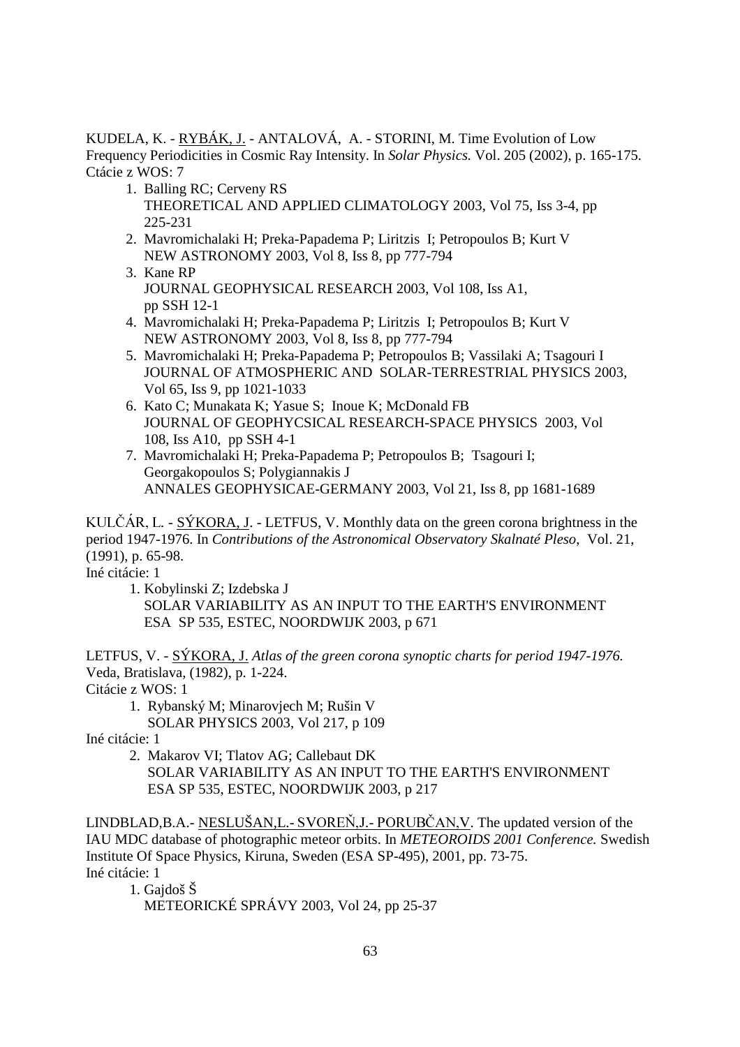KUDELA, K. - <u>RYBÁK, J.</u> - ANTALOVÁ, A. - STORINI, M. Time Evolution of Low Frequency Periodicities in Cosmic Ray Intensity. In *Solar Physics.* Vol. 205 (2002), p. 165-175.
Ctácie z WOS: 7

1. Balling RC; Cerveny RS
   THEORETICAL AND APPLIED CLIMATOLOGY 2003, Vol 75, Iss 3-4, pp 225-231
2. Mavromichalaki H; Preka-Papadema P; Liritzis I; Petropoulos B; Kurt V
   NEW ASTRONOMY 2003, Vol 8, Iss 8, pp 777-794
3. Kane RP
   JOURNAL GEOPHYSICAL RESEARCH 2003, Vol 108, Iss A1, pp SSH 12-1
4. Mavromichalaki H; Preka-Papadema P; Liritzis I; Petropoulos B; Kurt V
   NEW ASTRONOMY 2003, Vol 8, Iss 8, pp 777-794
5. Mavromichalaki H; Preka-Papadema P; Petropoulos B; Vassilaki A; Tsagouri I
   JOURNAL OF ATMOSPHERIC AND SOLAR-TERRESTRIAL PHYSICS 2003, Vol 65, Iss 9, pp 1021-1033
6. Kato C; Munakata K; Yasue S; Inoue K; McDonald FB
   JOURNAL OF GEOPHYCSICAL RESEARCH-SPACE PHYSICS 2003, Vol 108, Iss A10, pp SSH 4-1
7. Mavromichalaki H; Preka-Papadema P; Petropoulos B; Tsagouri I; Georgakopoulos S; Polygiannakis J
   ANNALES GEOPHYSICAE-GERMANY 2003, Vol 21, Iss 8, pp 1681-1689

KULČÁR, L. - <u>SÝKORA, J</u>. - LETFUS, V. Monthly data on the green corona brightness in the period 1947-1976. In *Contributions of the Astronomical Observatory Skalnaté Pleso*, Vol. 21, (1991), p. 65-98.
Iné citácie: 1

1. Kobylinski Z; Izdebska J
   SOLAR VARIABILITY AS AN INPUT TO THE EARTH'S ENVIRONMENT
   ESA SP 535, ESTEC, NOORDWIJK 2003, p 671

LETFUS, V. - <u>SÝKORA, J.</u> *Atlas of the green corona synoptic charts for period 1947-1976.* Veda, Bratislava, (1982), p. 1-224.
Citácie z WOS: 1

1. Rybanský M; Minarovjech M; Rušin V
   SOLAR PHYSICS 2003, Vol 217, p 109

Iné citácie: 1

2. Makarov VI; Tlatov AG; Callebaut DK
   SOLAR VARIABILITY AS AN INPUT TO THE EARTH'S ENVIRONMENT
   ESA SP 535, ESTEC, NOORDWIJK 2003, p 217

LINDBLAD,B.A.- <u>NESLUŠAN,L.- SVOREŇ,J.- PORUBČAN,V</u>. The updated version of the IAU MDC database of photographic meteor orbits. In *METEOROIDS 2001 Conference.* Swedish Institute Of Space Physics, Kiruna, Sweden (ESA SP-495), 2001, pp. 73-75.
Iné citácie: 1

1. Gajdoš Š
   METEORICKÉ SPRÁVY 2003, Vol 24, pp 25-37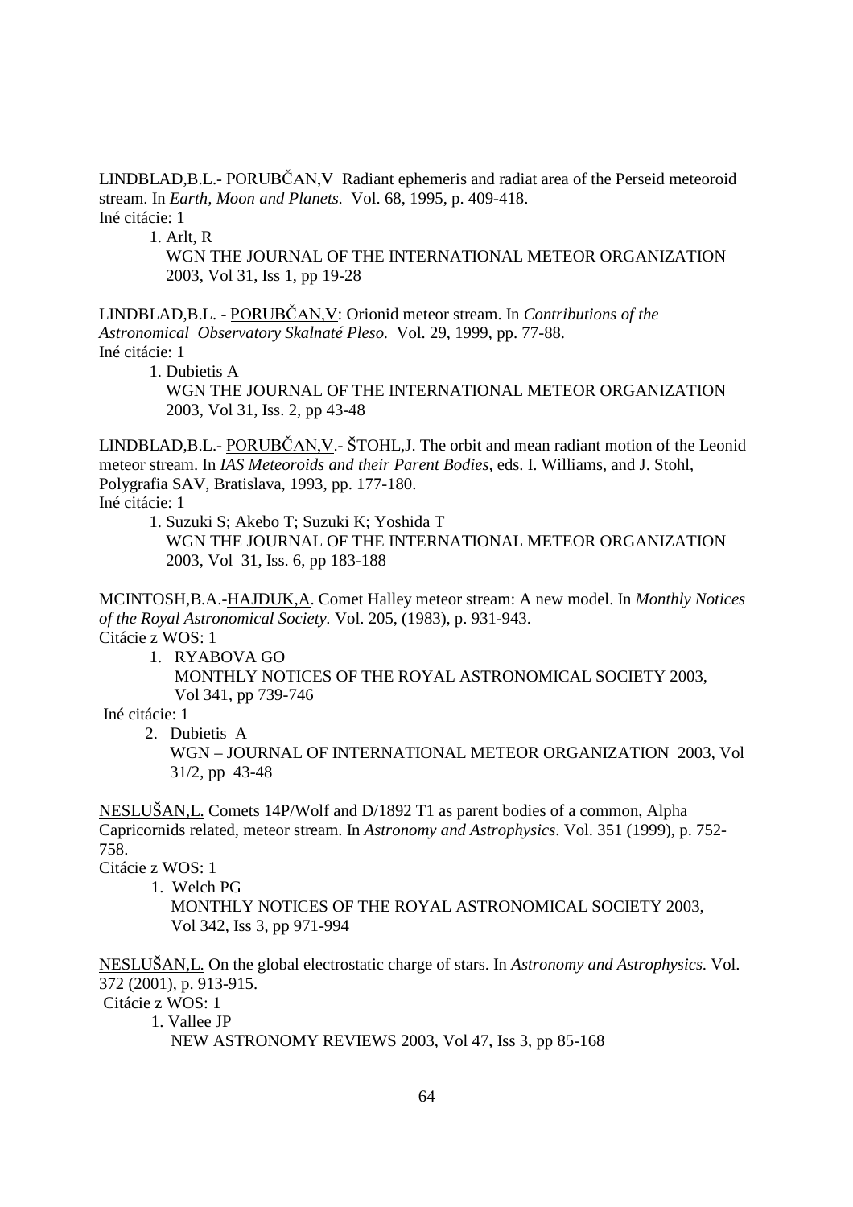LINDBLAD,B.L.- PORUBČAN,V  Radiant ephemeris and radiat area of the Perseid meteoroid stream. In *Earth, Moon and Planets.*  Vol. 68, 1995, p. 409-418.
Iné citácie: 1

1. Arlt, R
   WGN THE JOURNAL OF THE INTERNATIONAL METEOR ORGANIZATION 2003, Vol 31, Iss 1, pp 19-28

LINDBLAD,B.L. - PORUBČAN,V: Orionid meteor stream. In *Contributions of the Astronomical  Observatory Skalnaté Pleso.*  Vol. 29, 1999, pp. 77-88.
Iné citácie: 1

1. Dubietis A
   WGN THE JOURNAL OF THE INTERNATIONAL METEOR ORGANIZATION 2003, Vol 31, Iss. 2, pp 43-48

LINDBLAD,B.L.- PORUBČAN,V.- ŠTOHL,J. The orbit and mean radiant motion of the Leonid meteor stream. In *IAS Meteoroids and their Parent Bodies,* eds. I. Williams, and J. Stohl, Polygrafia SAV, Bratislava, 1993, pp. 177-180.
Iné citácie: 1

1. Suzuki S; Akebo T; Suzuki K; Yoshida T
   WGN THE JOURNAL OF THE INTERNATIONAL METEOR ORGANIZATION 2003, Vol  31, Iss. 6, pp 183-188

MCINTOSH,B.A.-HAJDUK,A. Comet Halley meteor stream: A new model. In *Monthly Notices of the Royal Astronomical Society.* Vol. 205, (1983), p. 931-943.
Citácie z WOS: 1

1. RYABOVA GO
   MONTHLY NOTICES OF THE ROYAL ASTRONOMICAL SOCIETY 2003, Vol 341, pp 739-746

Iné citácie: 1

2. Dubietis  A
   WGN – JOURNAL OF INTERNATIONAL METEOR ORGANIZATION  2003, Vol 31/2, pp  43-48

NESLUŠAN,L. Comets 14P/Wolf and D/1892 T1 as parent bodies of a common, Alpha Capricornids related, meteor stream. In *Astronomy and Astrophysics*. Vol. 351 (1999), p. 752-758.
Citácie z WOS: 1

1. Welch PG
   MONTHLY NOTICES OF THE ROYAL ASTRONOMICAL SOCIETY 2003, Vol 342, Iss 3, pp 971-994

NESLUŠAN,L. On the global electrostatic charge of stars. In *Astronomy and Astrophysics.* Vol. 372 (2001), p. 913-915.
Citácie z WOS: 1

1. Vallee JP
   NEW ASTRONOMY REVIEWS 2003, Vol 47, Iss 3, pp 85-168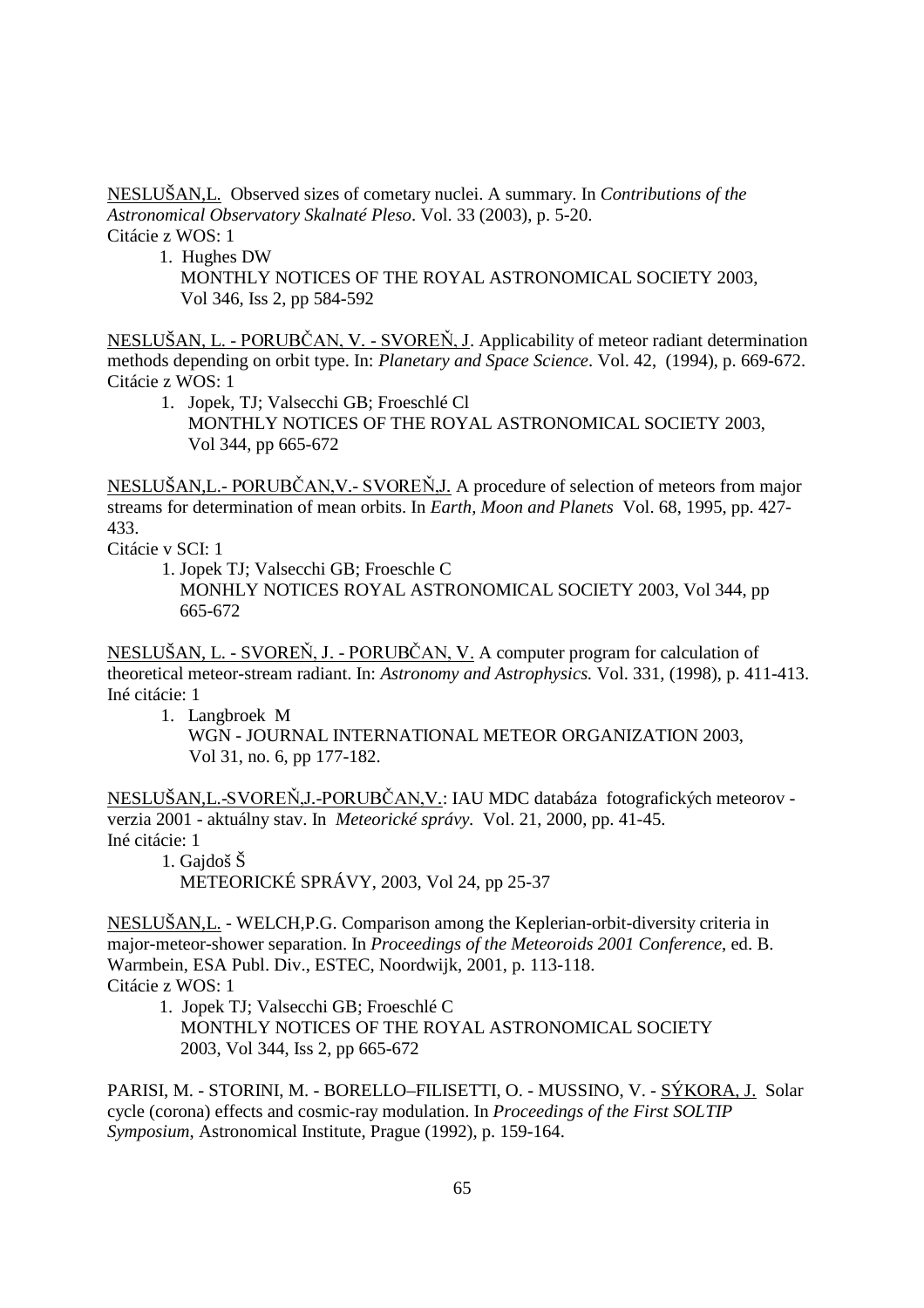NESLUŠAN,L. Observed sizes of cometary nuclei. A summary. In *Contributions of the Astronomical Observatory Skalnaté Pleso*. Vol. 33 (2003), p. 5-20.
Citácie z WOS: 1

1. Hughes DW
   MONTHLY NOTICES OF THE ROYAL ASTRONOMICAL SOCIETY 2003, Vol 346, Iss 2, pp 584-592

NESLUŠAN, L. - PORUBČAN, V. - SVOREŇ, J. Applicability of meteor radiant determination methods depending on orbit type. In: *Planetary and Space Science*. Vol. 42, (1994), p. 669-672.
Citácie z WOS: 1

1. Jopek, TJ; Valsecchi GB; Froeschlé Cl
   MONTHLY NOTICES OF THE ROYAL ASTRONOMICAL SOCIETY 2003, Vol 344, pp 665-672

NESLUŠAN,L.- PORUBČAN,V.- SVOREŇ,J. A procedure of selection of meteors from major streams for determination of mean orbits. In *Earth, Moon and Planets* Vol. 68, 1995, pp. 427-433.
Citácie v SCI: 1

1. Jopek TJ; Valsecchi GB; Froeschle C
   MONHLY NOTICES ROYAL ASTRONOMICAL SOCIETY 2003, Vol 344, pp 665-672

NESLUŠAN, L. - SVOREŇ, J. - PORUBČAN, V. A computer program for calculation of theoretical meteor-stream radiant. In: *Astronomy and Astrophysics.* Vol. 331, (1998), p. 411-413.
Iné citácie: 1

1. Langbroek M
   WGN - JOURNAL INTERNATIONAL METEOR ORGANIZATION 2003, Vol 31, no. 6, pp 177-182.

NESLUŠAN,L.-SVOREŇ,J.-PORUBČAN,V.: IAU MDC databáza fotografických meteorov - verzia 2001 - aktuálny stav. In *Meteorické správy.* Vol. 21, 2000, pp. 41-45.
Iné citácie: 1

1. Gajdoš Š
   METEORICKÉ SPRÁVY, 2003, Vol 24, pp 25-37

NESLUŠAN,L. - WELCH,P.G. Comparison among the Keplerian-orbit-diversity criteria in major-meteor-shower separation. In *Proceedings of the Meteoroids 2001 Conference*, ed. B. Warmbein, ESA Publ. Div., ESTEC, Noordwijk, 2001, p. 113-118.
Citácie z WOS: 1

1. Jopek TJ; Valsecchi GB; Froeschlé C
   MONTHLY NOTICES OF THE ROYAL ASTRONOMICAL SOCIETY 2003, Vol 344, Iss 2, pp 665-672

PARISI, M. - STORINI, M. - BORELLO–FILISETTI, O. - MUSSINO, V. - SÝKORA, J. Solar cycle (corona) effects and cosmic-ray modulation. In *Proceedings of the First SOLTIP Symposium*, Astronomical Institute, Prague (1992), p. 159-164.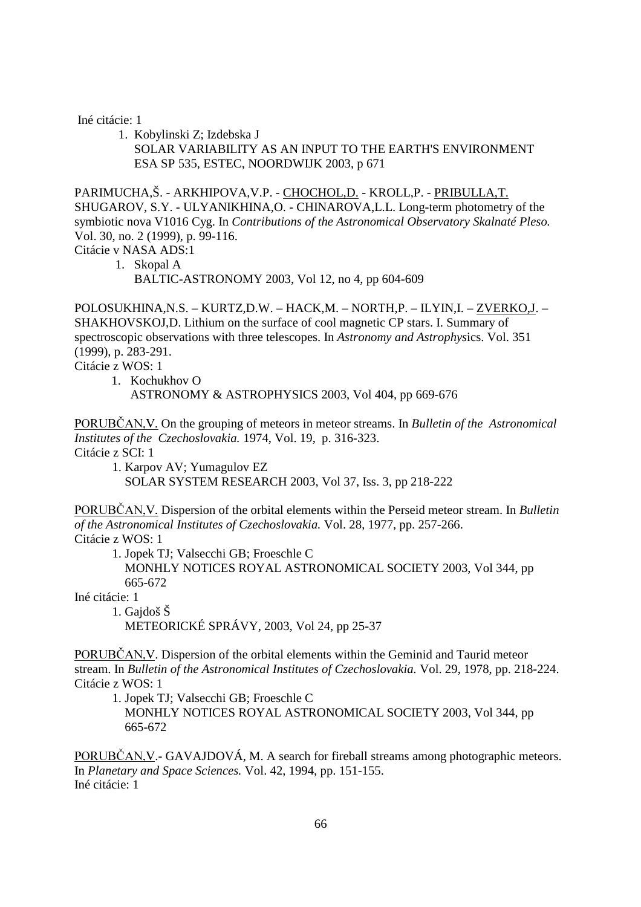Iné citácie: 1

1. Kobylinski Z; Izdebska J
   SOLAR VARIABILITY AS AN INPUT TO THE EARTH'S ENVIRONMENT
   ESA SP 535, ESTEC, NOORDWIJK 2003, p 671

PARIMUCHA,Š. - ARKHIPOVA,V.P. - CHOCHOL,D. - KROLL,P. - PRIBULLA,T. SHUGAROV, S.Y. - ULYANIKHINA,O. - CHINAROVA,L.L. Long-term photometry of the symbiotic nova V1016 Cyg. In *Contributions of the Astronomical Observatory Skalnaté Pleso.* Vol. 30, no. 2 (1999), p. 99-116.
Citácie v NASA ADS:1

1. Skopal A
   BALTIC-ASTRONOMY 2003, Vol 12, no 4, pp 604-609

POLOSUKHINA,N.S. – KURTZ,D.W. – HACK,M. – NORTH,P. – ILYIN,I. – ZVERKO,J. – SHAKHOVSKOJ,D. Lithium on the surface of cool magnetic CP stars. I. Summary of spectroscopic observations with three telescopes. In *Astronomy and Astrophys*ics. Vol. 351 (1999), p. 283-291.
Citácie z WOS: 1

1. Kochukhov O
   ASTRONOMY & ASTROPHYSICS 2003, Vol 404, pp 669-676

PORUBČAN,V. On the grouping of meteors in meteor streams. In *Bulletin of the Astronomical Institutes of the Czechoslovakia.* 1974, Vol. 19, p. 316-323.
Citácie z SCI: 1

1. Karpov AV; Yumagulov EZ
   SOLAR SYSTEM RESEARCH 2003, Vol 37, Iss. 3, pp 218-222

PORUBČAN,V. Dispersion of the orbital elements within the Perseid meteor stream. In *Bulletin of the Astronomical Institutes of Czechoslovakia.* Vol. 28, 1977, pp. 257-266.
Citácie z WOS: 1

1. Jopek TJ; Valsecchi GB; Froeschle C
   MONHLY NOTICES ROYAL ASTRONOMICAL SOCIETY 2003, Vol 344, pp 665-672

Iné citácie: 1

1. Gajdoš Š
   METEORICKÉ SPRÁVY, 2003, Vol 24, pp 25-37

PORUBČAN,V. Dispersion of the orbital elements within the Geminid and Taurid meteor stream. In *Bulletin of the Astronomical Institutes of Czechoslovakia.* Vol. 29, 1978, pp. 218-224.
Citácie z WOS: 1

1. Jopek TJ; Valsecchi GB; Froeschle C
   MONHLY NOTICES ROYAL ASTRONOMICAL SOCIETY 2003, Vol 344, pp 665-672

PORUBČAN,V.- GAVAJDOVÁ, M. A search for fireball streams among photographic meteors. In *Planetary and Space Sciences.* Vol. 42, 1994, pp. 151-155.
Iné citácie: 1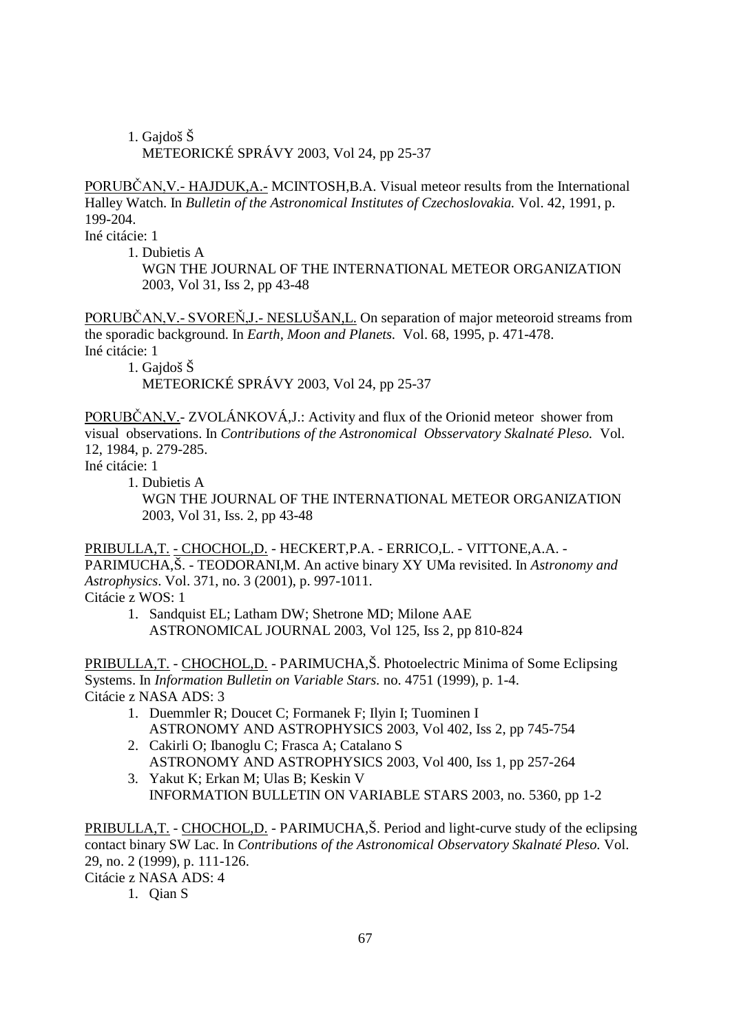1. Gajdoš Š
   METEORICKÉ SPRÁVY 2003, Vol 24, pp 25-37

PORUBČAN,V.- HAJDUK,A.- MCINTOSH,B.A. Visual meteor results from the International Halley Watch. In *Bulletin of the Astronomical Institutes of Czechoslovakia.* Vol. 42, 1991, p. 199-204.
Iné citácie: 1

1. Dubietis A
   WGN THE JOURNAL OF THE INTERNATIONAL METEOR ORGANIZATION 2003, Vol 31, Iss 2, pp 43-48

PORUBČAN,V.- SVOREŇ,J.- NESLUŠAN,L. On separation of major meteoroid streams from the sporadic background. In *Earth, Moon and Planets.* Vol. 68, 1995, p. 471-478.
Iné citácie: 1

1. Gajdoš Š
   METEORICKÉ SPRÁVY 2003, Vol 24, pp 25-37

PORUBČAN,V.- ZVOLÁNKOVÁ,J.: Activity and flux of the Orionid meteor shower from visual observations. In *Contributions of the Astronomical Obsservatory Skalnaté Pleso.* Vol. 12, 1984, p. 279-285.
Iné citácie: 1

1. Dubietis A
   WGN THE JOURNAL OF THE INTERNATIONAL METEOR ORGANIZATION 2003, Vol 31, Iss. 2, pp 43-48

PRIBULLA,T. - CHOCHOL,D. - HECKERT,P.A. - ERRICO,L. - VITTONE,A.A. - PARIMUCHA,Š. - TEODORANI,M. An active binary XY UMa revisited. In *Astronomy and Astrophysics*. Vol. 371, no. 3 (2001), p. 997-1011.
Citácie z WOS: 1

1. Sandquist EL; Latham DW; Shetrone MD; Milone AAE
   ASTRONOMICAL JOURNAL 2003, Vol 125, Iss 2, pp 810-824

PRIBULLA,T. - CHOCHOL,D. - PARIMUCHA,Š. Photoelectric Minima of Some Eclipsing Systems. In *Information Bulletin on Variable Stars.* no. 4751 (1999), p. 1-4.
Citácie z NASA ADS: 3

1. Duemmler R; Doucet C; Formanek F; Ilyin I; Tuominen I
   ASTRONOMY AND ASTROPHYSICS 2003, Vol 402, Iss 2, pp 745-754
2. Cakirli O; Ibanoglu C; Frasca A; Catalano S
   ASTRONOMY AND ASTROPHYSICS 2003, Vol 400, Iss 1, pp 257-264
3. Yakut K; Erkan M; Ulas B; Keskin V
   INFORMATION BULLETIN ON VARIABLE STARS 2003, no. 5360, pp 1-2

PRIBULLA,T. - CHOCHOL,D. - PARIMUCHA,Š. Period and light-curve study of the eclipsing contact binary SW Lac. In *Contributions of the Astronomical Observatory Skalnaté Pleso.* Vol. 29, no. 2 (1999), p. 111-126.
Citácie z NASA ADS: 4

1. Qian S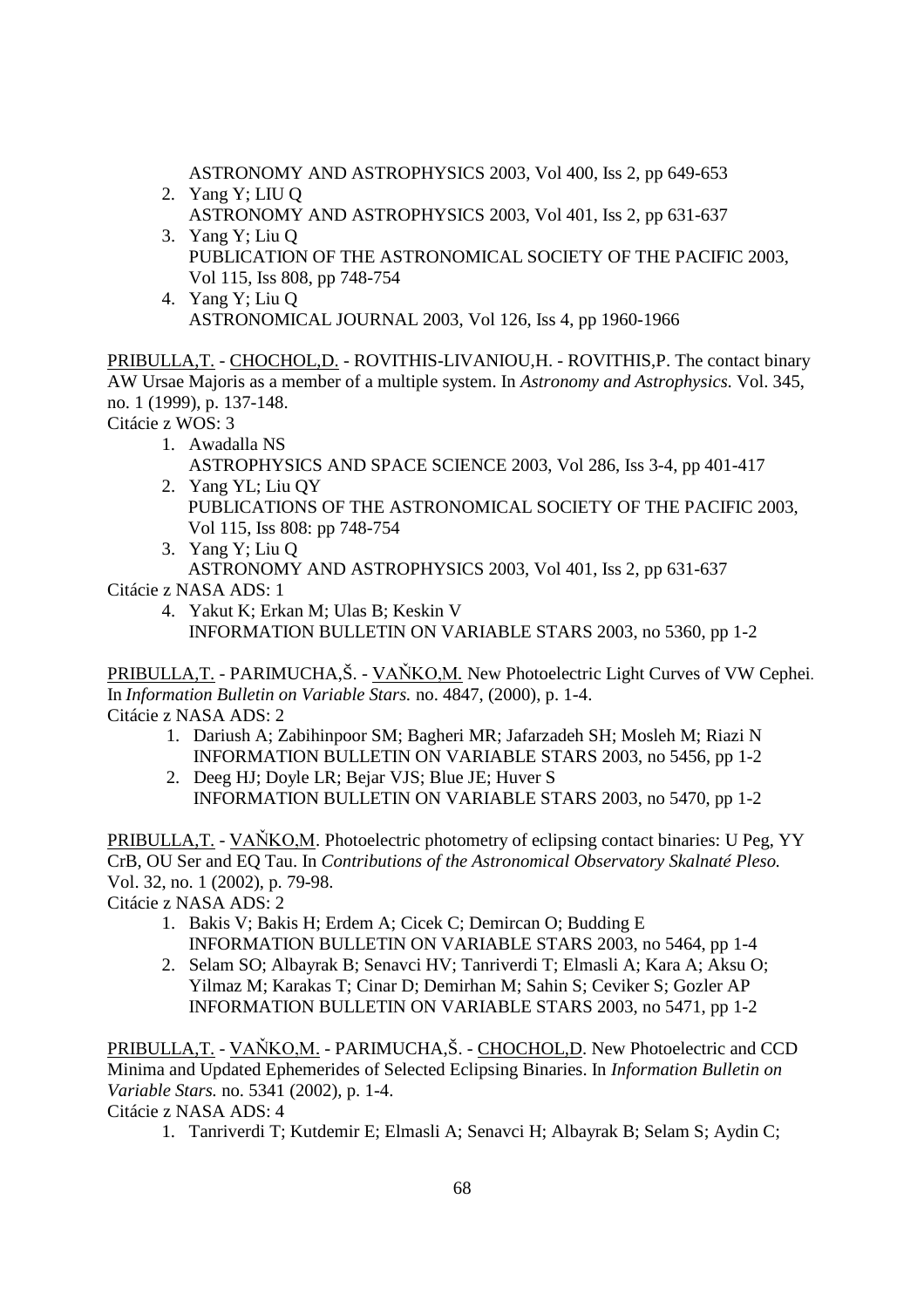ASTRONOMY AND ASTROPHYSICS 2003, Vol 400, Iss 2, pp 649-653

2. Yang Y; LIU Q
   ASTRONOMY AND ASTROPHYSICS 2003, Vol 401, Iss 2, pp 631-637
3. Yang Y; Liu Q
   PUBLICATION OF THE ASTRONOMICAL SOCIETY OF THE PACIFIC 2003, Vol 115, Iss 808, pp 748-754
4. Yang Y; Liu Q
   ASTRONOMICAL JOURNAL 2003, Vol 126, Iss 4, pp 1960-1966

PRIBULLA,T. - CHOCHOL,D. - ROVITHIS-LIVANIOU,H. - ROVITHIS,P. The contact binary AW Ursae Majoris as a member of a multiple system. In *Astronomy and Astrophysics.* Vol. 345, no. 1 (1999), p. 137-148.
Citácie z WOS: 3

1. Awadalla NS
   ASTROPHYSICS AND SPACE SCIENCE 2003, Vol 286, Iss 3-4, pp 401-417
2. Yang YL; Liu QY
   PUBLICATIONS OF THE ASTRONOMICAL SOCIETY OF THE PACIFIC 2003, Vol 115, Iss 808: pp 748-754
3. Yang Y; Liu Q
   ASTRONOMY AND ASTROPHYSICS 2003, Vol 401, Iss 2, pp 631-637

Citácie z NASA ADS: 1

4. Yakut K; Erkan M; Ulas B; Keskin V
   INFORMATION BULLETIN ON VARIABLE STARS 2003, no 5360, pp 1-2

PRIBULLA,T. - PARIMUCHA,Š. - VAŇKO,M. New Photoelectric Light Curves of VW Cephei. In *Information Bulletin on Variable Stars.* no. 4847, (2000), p. 1-4.
Citácie z NASA ADS: 2

1. Dariush A; Zabihinpoor SM; Bagheri MR; Jafarzadeh SH; Mosleh M; Riazi N
   INFORMATION BULLETIN ON VARIABLE STARS 2003, no 5456, pp 1-2
2. Deeg HJ; Doyle LR; Bejar VJS; Blue JE; Huver S
   INFORMATION BULLETIN ON VARIABLE STARS 2003, no 5470, pp 1-2

PRIBULLA,T. - VAŇKO,M. Photoelectric photometry of eclipsing contact binaries: U Peg, YY CrB, OU Ser and EQ Tau. In *Contributions of the Astronomical Observatory Skalnaté Pleso.* Vol. 32, no. 1 (2002), p. 79-98.
Citácie z NASA ADS: 2

1. Bakis V; Bakis H; Erdem A; Cicek C; Demircan O; Budding E
   INFORMATION BULLETIN ON VARIABLE STARS 2003, no 5464, pp 1-4
2. Selam SO; Albayrak B; Senavci HV; Tanriverdi T; Elmasli A; Kara A; Aksu O; Yilmaz M; Karakas T; Cinar D; Demirhan M; Sahin S; Ceviker S; Gozler AP
   INFORMATION BULLETIN ON VARIABLE STARS 2003, no 5471, pp 1-2

PRIBULLA,T. - VAŇKO,M. - PARIMUCHA,Š. - CHOCHOL,D. New Photoelectric and CCD Minima and Updated Ephemerides of Selected Eclipsing Binaries. In *Information Bulletin on Variable Stars.* no. 5341 (2002), p. 1-4.
Citácie z NASA ADS: 4

1. Tanriverdi T; Kutdemir E; Elmasli A; Senavci H; Albayrak B; Selam S; Aydin C;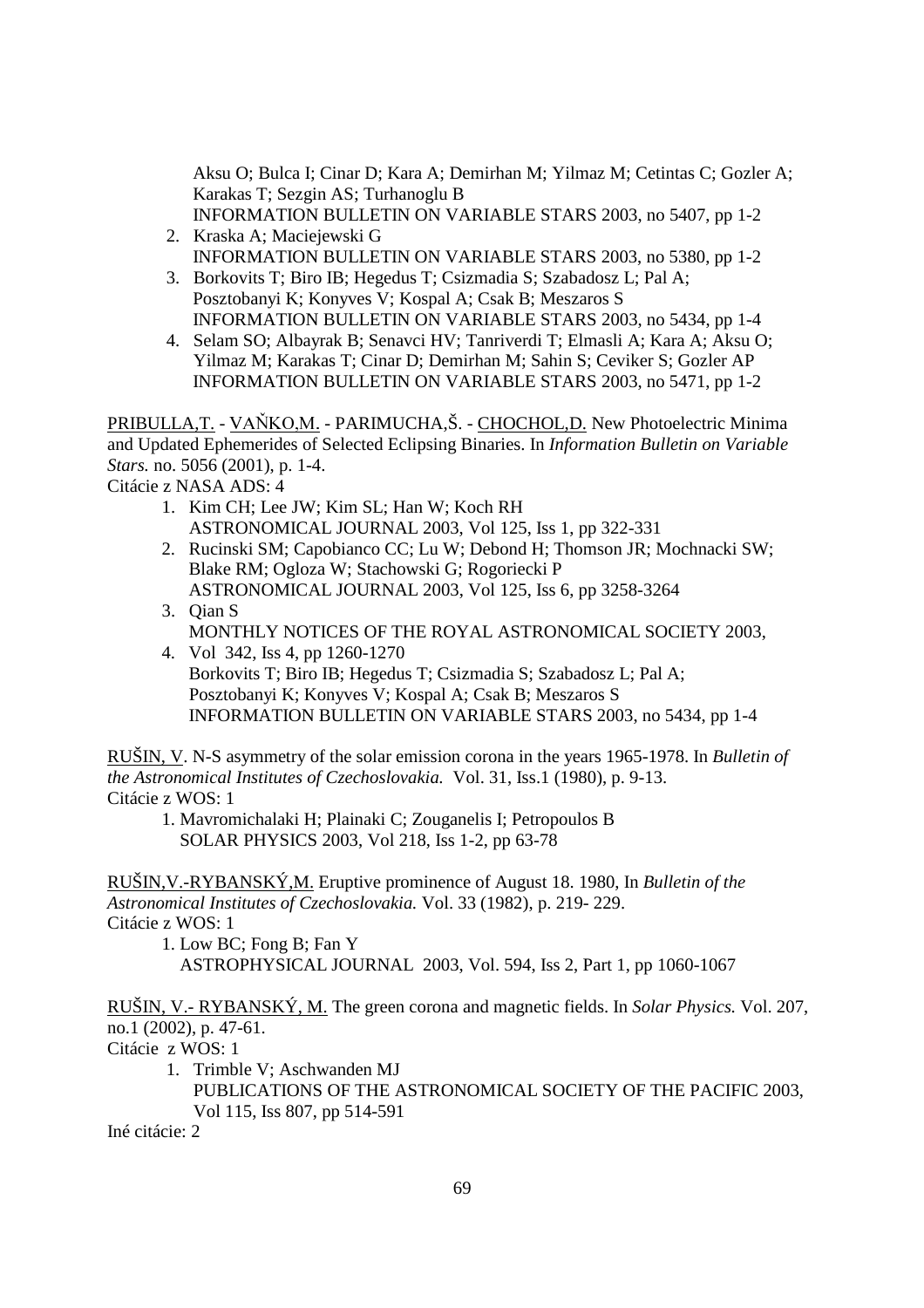Aksu O; Bulca I; Cinar D; Kara A; Demirhan M; Yilmaz M; Cetintas C; Gozler A; Karakas T; Sezgin AS; Turhanoglu B
INFORMATION BULLETIN ON VARIABLE STARS 2003, no 5407, pp 1-2

2. Kraska A; Maciejewski G
   INFORMATION BULLETIN ON VARIABLE STARS 2003, no 5380, pp 1-2
3. Borkovits T; Biro IB; Hegedus T; Csizmadia S; Szabadosz L; Pal A; Posztobanyi K; Konyves V; Kospal A; Csak B; Meszaros S
   INFORMATION BULLETIN ON VARIABLE STARS 2003, no 5434, pp 1-4
4. Selam SO; Albayrak B; Senavci HV; Tanriverdi T; Elmasli A; Kara A; Aksu O; Yilmaz M; Karakas T; Cinar D; Demirhan M; Sahin S; Ceviker S; Gozler AP
   INFORMATION BULLETIN ON VARIABLE STARS 2003, no 5471, pp 1-2

PRIBULLA,T. - VAŇKO,M. - PARIMUCHA,Š. - CHOCHOL,D. New Photoelectric Minima and Updated Ephemerides of Selected Eclipsing Binaries. In *Information Bulletin on Variable Stars.* no. 5056 (2001), p. 1-4.
Citácie z NASA ADS: 4

1. Kim CH; Lee JW; Kim SL; Han W; Koch RH
   ASTRONOMICAL JOURNAL 2003, Vol 125, Iss 1, pp 322-331
2. Rucinski SM; Capobianco CC; Lu W; Debond H; Thomson JR; Mochnacki SW; Blake RM; Ogloza W; Stachowski G; Rogoriecki P
   ASTRONOMICAL JOURNAL 2003, Vol 125, Iss 6, pp 3258-3264
3. Qian S
   MONTHLY NOTICES OF THE ROYAL ASTRONOMICAL SOCIETY 2003,
4. Vol 342, Iss 4, pp 1260-1270
   Borkovits T; Biro IB; Hegedus T; Csizmadia S; Szabadosz L; Pal A; Posztobanyi K; Konyves V; Kospal A; Csak B; Meszaros S
   INFORMATION BULLETIN ON VARIABLE STARS 2003, no 5434, pp 1-4

RUŠIN, V. N-S asymmetry of the solar emission corona in the years 1965-1978. In *Bulletin of the Astronomical Institutes of Czechoslovakia.* Vol. 31, Iss.1 (1980), p. 9-13.
Citácie z WOS: 1

1. Mavromichalaki H; Plainaki C; Zouganelis I; Petropoulos B
   SOLAR PHYSICS 2003, Vol 218, Iss 1-2, pp 63-78

RUŠIN,V.-RYBANSKÝ,M. Eruptive prominence of August 18. 1980, In *Bulletin of the Astronomical Institutes of Czechoslovakia.* Vol. 33 (1982), p. 219- 229.
Citácie z WOS: 1

1. Low BC; Fong B; Fan Y
   ASTROPHYSICAL JOURNAL 2003, Vol. 594, Iss 2, Part 1, pp 1060-1067

RUŠIN, V.- RYBANSKÝ, M. The green corona and magnetic fields. In *Solar Physics.* Vol. 207, no.1 (2002), p. 47-61.
Citácie z WOS: 1

1. Trimble V; Aschwanden MJ
   PUBLICATIONS OF THE ASTRONOMICAL SOCIETY OF THE PACIFIC 2003, Vol 115, Iss 807, pp 514-591

Iné citácie: 2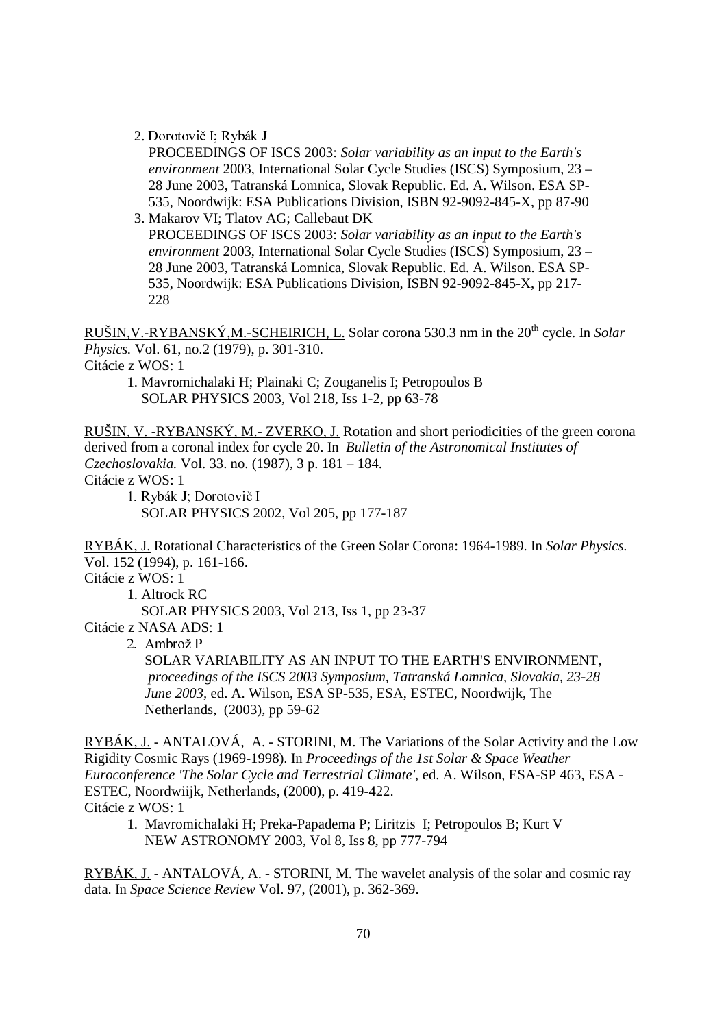2. Dorotovič I; Rybák J
   PROCEEDINGS OF ISCS 2003: *Solar variability as an input to the Earth's environment* 2003, International Solar Cycle Studies (ISCS) Symposium, 23 – 28 June 2003, Tatranská Lomnica, Slovak Republic. Ed. A. Wilson. ESA SP-535, Noordwijk: ESA Publications Division, ISBN 92-9092-845-X, pp 87-90
3. Makarov VI; Tlatov AG; Callebaut DK
   PROCEEDINGS OF ISCS 2003: *Solar variability as an input to the Earth's environment* 2003, International Solar Cycle Studies (ISCS) Symposium, 23 – 28 June 2003, Tatranská Lomnica, Slovak Republic. Ed. A. Wilson. ESA SP-535, Noordwijk: ESA Publications Division, ISBN 92-9092-845-X, pp 217-228

RUŠIN,V.-RYBANSKÝ,M.-SCHEIRICH, L. Solar corona 530.3 nm in the 20th cycle. In *Solar Physics.* Vol. 61, no.2 (1979), p. 301-310.
Citácie z WOS: 1

1. Mavromichalaki H; Plainaki C; Zouganelis I; Petropoulos B
   SOLAR PHYSICS 2003, Vol 218, Iss 1-2, pp 63-78

RUŠIN, V. -RYBANSKÝ, M.- ZVERKO, J. Rotation and short periodicities of the green corona derived from a coronal index for cycle 20. In *Bulletin of the Astronomical Institutes of Czechoslovakia.* Vol. 33. no. (1987), 3 p. 181 – 184.
Citácie z WOS: 1

1. Rybák J; Dorotovič I
   SOLAR PHYSICS 2002, Vol 205, pp 177-187

RYBÁK, J. Rotational Characteristics of the Green Solar Corona: 1964-1989. In *Solar Physics.* Vol. 152 (1994), p. 161-166.
Citácie z WOS: 1

1. Altrock RC
   SOLAR PHYSICS 2003, Vol 213, Iss 1, pp 23-37

Citácie z NASA ADS: 1

2. Ambrož P
   SOLAR VARIABILITY AS AN INPUT TO THE EARTH'S ENVIRONMENT, *proceedings of the ISCS 2003 Symposium, Tatranská Lomnica, Slovakia, 23-28 June 2003*, ed. A. Wilson, ESA SP-535, ESA, ESTEC, Noordwijk, The Netherlands, (2003), pp 59-62

RYBÁK, J. - ANTALOVÁ, A. - STORINI, M. The Variations of the Solar Activity and the Low Rigidity Cosmic Rays (1969-1998). In *Proceedings of the 1st Solar & Space Weather Euroconference 'The Solar Cycle and Terrestrial Climate'*, ed. A. Wilson, ESA-SP 463, ESA - ESTEC, Noordwiijk, Netherlands, (2000), p. 419-422.
Citácie z WOS: 1

1. Mavromichalaki H; Preka-Papadema P; Liritzis I; Petropoulos B; Kurt V
   NEW ASTRONOMY 2003, Vol 8, Iss 8, pp 777-794

RYBÁK, J. - ANTALOVÁ, A. - STORINI, M. The wavelet analysis of the solar and cosmic ray data. In *Space Science Review* Vol. 97, (2001), p. 362-369.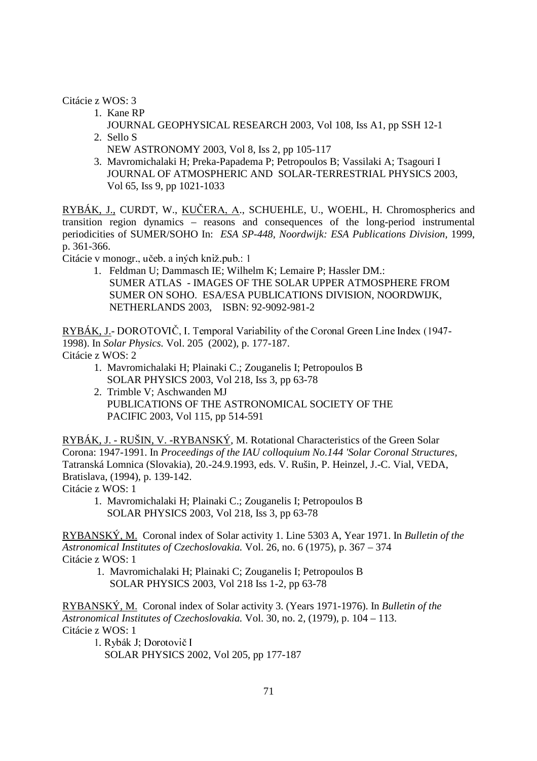Citácie z WOS: 3

1. Kane RP
   JOURNAL GEOPHYSICAL RESEARCH 2003, Vol 108, Iss A1, pp SSH 12-1
2. Sello S
   NEW ASTRONOMY 2003, Vol 8, Iss 2, pp 105-117
3. Mavromichalaki H; Preka-Papadema P; Petropoulos B; Vassilaki A; Tsagouri I
   JOURNAL OF ATMOSPHERIC AND SOLAR-TERRESTRIAL PHYSICS 2003, Vol 65, Iss 9, pp 1021-1033

RYBÁK, J., CURDT, W., KUČERA, A., SCHUEHLE, U., WOEHL, H. Chromospherics and transition region dynamics – reasons and consequences of the long-period instrumental periodicities of SUMER/SOHO In: *ESA SP-448, Noordwijk: ESA Publications Division*, 1999, p. 361-366.

Citácie v monogr., učeb. a iných kniž.pub.: 1

1. Feldman U; Dammasch IE; Wilhelm K; Lemaire P; Hassler DM.:
   SUMER ATLAS - IMAGES OF THE SOLAR UPPER ATMOSPHERE FROM SUMER ON SOHO. ESA/ESA PUBLICATIONS DIVISION, NOORDWIJK, NETHERLANDS 2003, ISBN: 92-9092-981-2

RYBÁK, J.- DOROTOVIČ, I. Temporal Variability of the Coronal Green Line Index (1947-1998). In *Solar Physics.* Vol. 205 (2002), p. 177-187.

Citácie z WOS: 2

1. Mavromichalaki H; Plainaki C.; Zouganelis I; Petropoulos B
   SOLAR PHYSICS 2003, Vol 218, Iss 3, pp 63-78
2. Trimble V; Aschwanden MJ
   PUBLICATIONS OF THE ASTRONOMICAL SOCIETY OF THE PACIFIC 2003, Vol 115, pp 514-591

RYBÁK, J. - RUŠIN, V. -RYBANSKÝ, M. Rotational Characteristics of the Green Solar Corona: 1947-1991. In *Proceedings of the IAU colloquium No.144 'Solar Coronal Structures,* Tatranská Lomnica (Slovakia), 20.-24.9.1993, eds. V. Rušin, P. Heinzel, J.-C. Vial, VEDA, Bratislava, (1994), p. 139-142.

Citácie z WOS: 1

1. Mavromichalaki H; Plainaki C.; Zouganelis I; Petropoulos B
   SOLAR PHYSICS 2003, Vol 218, Iss 3, pp 63-78

RYBANSKÝ, M. Coronal index of Solar activity 1. Line 5303 A, Year 1971. In *Bulletin of the Astronomical Institutes of Czechoslovakia.* Vol. 26, no. 6 (1975), p. 367 – 374

Citácie z WOS: 1

1. Mavromichalaki H; Plainaki C; Zouganelis I; Petropoulos B
   SOLAR PHYSICS 2003, Vol 218 Iss 1-2, pp 63-78

RYBANSKÝ, M. Coronal index of Solar activity 3. (Years 1971-1976). In *Bulletin of the Astronomical Institutes of Czechoslovakia.* Vol. 30, no. 2, (1979), p. 104 – 113.

Citácie z WOS: 1

1. Rybák J; Dorotovič I
   SOLAR PHYSICS 2002, Vol 205, pp 177-187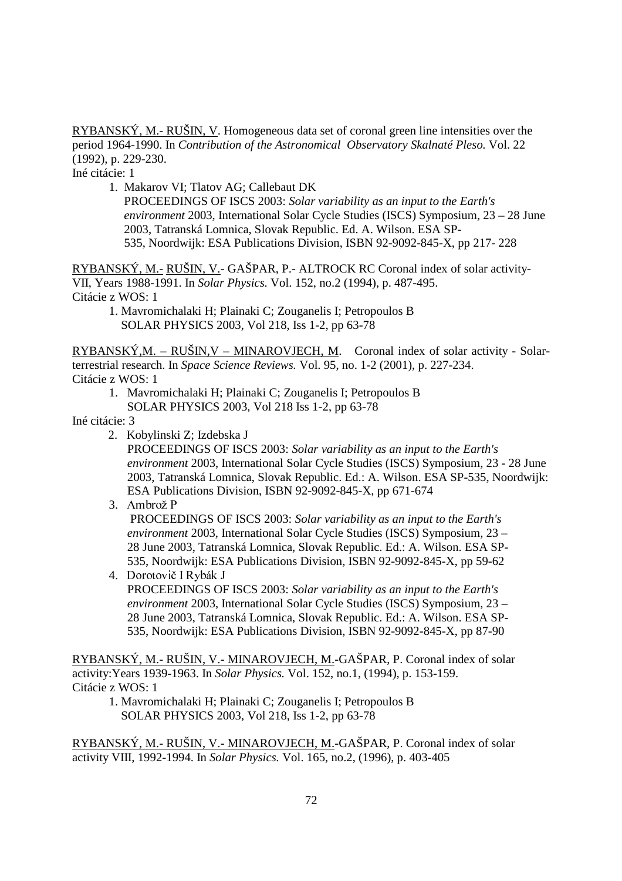RYBANSKÝ, M.- RUŠIN, V. Homogeneous data set of coronal green line intensities over the period 1964-1990. In *Contribution of the Astronomical Observatory Skalnaté Pleso.* Vol. 22 (1992), p. 229-230.

Iné citácie: 1

1. Makarov VI; Tlatov AG; Callebaut DK
   PROCEEDINGS OF ISCS 2003: *Solar variability as an input to the Earth's environment* 2003, International Solar Cycle Studies (ISCS) Symposium, 23 – 28 June 2003, Tatranská Lomnica, Slovak Republic. Ed. A. Wilson. ESA SP-535, Noordwijk: ESA Publications Division, ISBN 92-9092-845-X, pp 217- 228

RYBANSKÝ, M.- RUŠIN, V.- GAŠPAR, P.- ALTROCK RC Coronal index of solar activity-VII, Years 1988-1991. In *Solar Physics.* Vol. 152, no.2 (1994), p. 487-495.

Citácie z WOS: 1

1. Mavromichalaki H; Plainaki C; Zouganelis I; Petropoulos B
   SOLAR PHYSICS 2003, Vol 218, Iss 1-2, pp 63-78

RYBANSKÝ,M. – RUŠIN,V – MINAROVJECH, M. Coronal index of solar activity - Solar-terrestrial research. In *Space Science Reviews.* Vol. 95, no. 1-2 (2001), p. 227-234.

Citácie z WOS: 1

1. Mavromichalaki H; Plainaki C; Zouganelis I; Petropoulos B
   SOLAR PHYSICS 2003, Vol 218 Iss 1-2, pp 63-78

Iné citácie: 3

2. Kobylinski Z; Izdebska J
   PROCEEDINGS OF ISCS 2003: *Solar variability as an input to the Earth's environment* 2003, International Solar Cycle Studies (ISCS) Symposium, 23 - 28 June 2003, Tatranská Lomnica, Slovak Republic. Ed.: A. Wilson. ESA SP-535, Noordwijk: ESA Publications Division, ISBN 92-9092-845-X, pp 671-674
3. Ambrož P
   PROCEEDINGS OF ISCS 2003: *Solar variability as an input to the Earth's environment* 2003, International Solar Cycle Studies (ISCS) Symposium, 23 – 28 June 2003, Tatranská Lomnica, Slovak Republic. Ed.: A. Wilson. ESA SP-535, Noordwijk: ESA Publications Division, ISBN 92-9092-845-X, pp 59-62
4. Dorotovič I Rybák J
   PROCEEDINGS OF ISCS 2003: *Solar variability as an input to the Earth's environment* 2003, International Solar Cycle Studies (ISCS) Symposium, 23 – 28 June 2003, Tatranská Lomnica, Slovak Republic. Ed.: A. Wilson. ESA SP-535, Noordwijk: ESA Publications Division, ISBN 92-9092-845-X, pp 87-90

RYBANSKÝ, M.- RUŠIN, V.- MINAROVJECH, M.-GAŠPAR, P. Coronal index of solar activity:Years 1939-1963. In *Solar Physics.* Vol. 152, no.1, (1994), p. 153-159.

Citácie z WOS: 1

1. Mavromichalaki H; Plainaki C; Zouganelis I; Petropoulos B
   SOLAR PHYSICS 2003, Vol 218, Iss 1-2, pp 63-78

RYBANSKÝ, M.- RUŠIN, V.- MINAROVJECH, M.-GAŠPAR, P. Coronal index of solar activity VIII, 1992-1994. In *Solar Physics.* Vol. 165, no.2, (1996), p. 403-405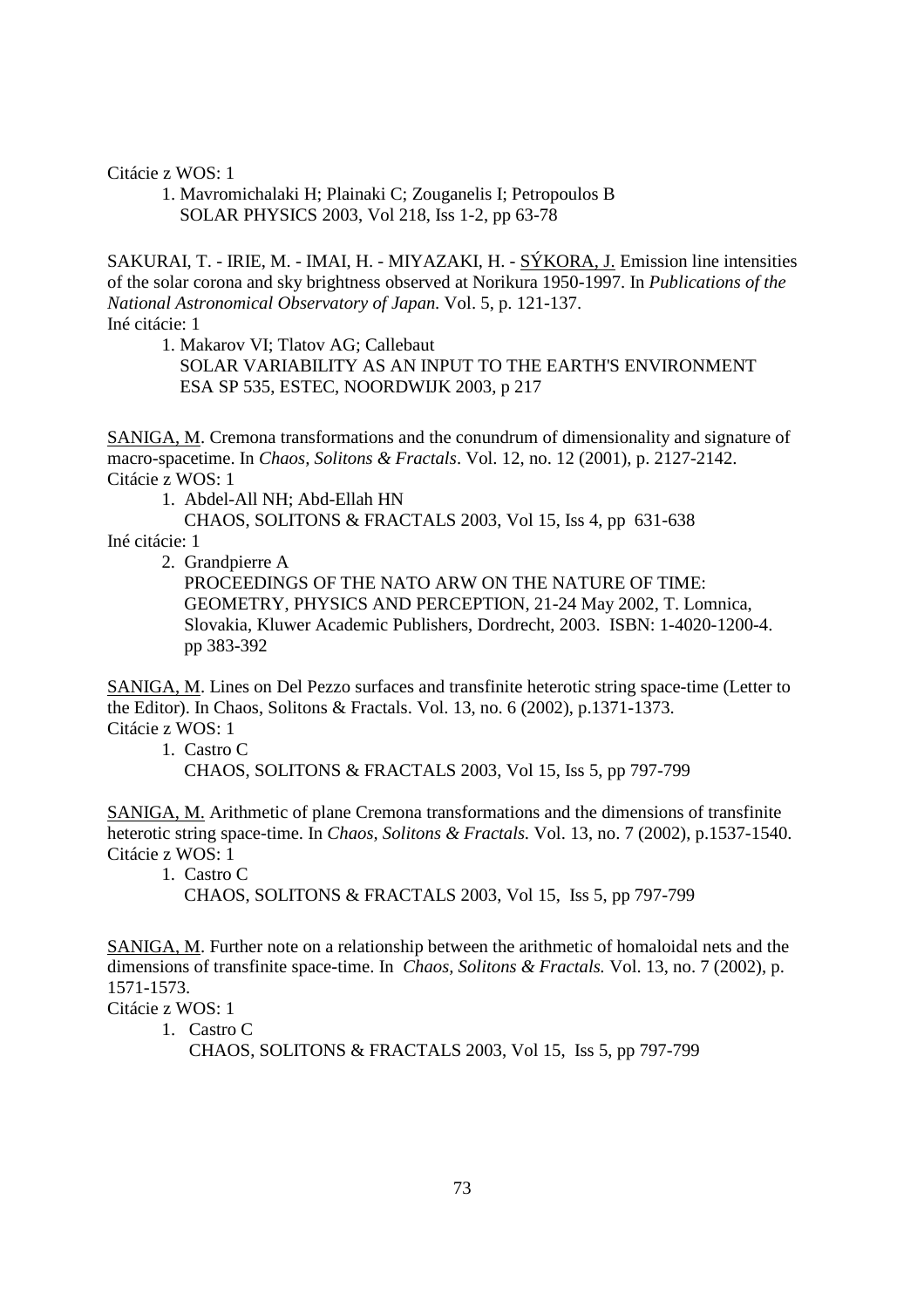Citácie z WOS: 1

1. Mavromichalaki H; Plainaki C; Zouganelis I; Petropoulos B
   SOLAR PHYSICS 2003, Vol 218, Iss 1-2, pp 63-78

SAKURAI, T. - IRIE, M. - IMAI, H. - MIYAZAKI, H. - SÝKORA, J. Emission line intensities of the solar corona and sky brightness observed at Norikura 1950-1997. In *Publications of the National Astronomical Observatory of Japan.* Vol. 5, p. 121-137.
Iné citácie: 1

1. Makarov VI; Tlatov AG; Callebaut
   SOLAR VARIABILITY AS AN INPUT TO THE EARTH'S ENVIRONMENT
   ESA SP 535, ESTEC, NOORDWIJK 2003, p 217

SANIGA, M. Cremona transformations and the conundrum of dimensionality and signature of macro-spacetime. In *Chaos, Solitons & Fractals*. Vol. 12, no. 12 (2001), p. 2127-2142.
Citácie z WOS: 1

1. Abdel-All NH; Abd-Ellah HN
   CHAOS, SOLITONS & FRACTALS 2003, Vol 15, Iss 4, pp 631-638

Iné citácie: 1

2. Grandpierre A
   PROCEEDINGS OF THE NATO ARW ON THE NATURE OF TIME: GEOMETRY, PHYSICS AND PERCEPTION, 21-24 May 2002, T. Lomnica, Slovakia, Kluwer Academic Publishers, Dordrecht, 2003. ISBN: 1-4020-1200-4. pp 383-392

SANIGA, M. Lines on Del Pezzo surfaces and transfinite heterotic string space-time (Letter to the Editor). In Chaos, Solitons & Fractals. Vol. 13, no. 6 (2002), p.1371-1373.
Citácie z WOS: 1

1. Castro C
   CHAOS, SOLITONS & FRACTALS 2003, Vol 15, Iss 5, pp 797-799

SANIGA, M. Arithmetic of plane Cremona transformations and the dimensions of transfinite heterotic string space-time. In *Chaos, Solitons & Fractals.* Vol. 13, no. 7 (2002), p.1537-1540.
Citácie z WOS: 1

1. Castro C
   CHAOS, SOLITONS & FRACTALS 2003, Vol 15, Iss 5, pp 797-799

SANIGA, M. Further note on a relationship between the arithmetic of homaloidal nets and the dimensions of transfinite space-time. In *Chaos, Solitons & Fractals.* Vol. 13, no. 7 (2002), p. 1571-1573.
Citácie z WOS: 1

1. Castro C
   CHAOS, SOLITONS & FRACTALS 2003, Vol 15, Iss 5, pp 797-799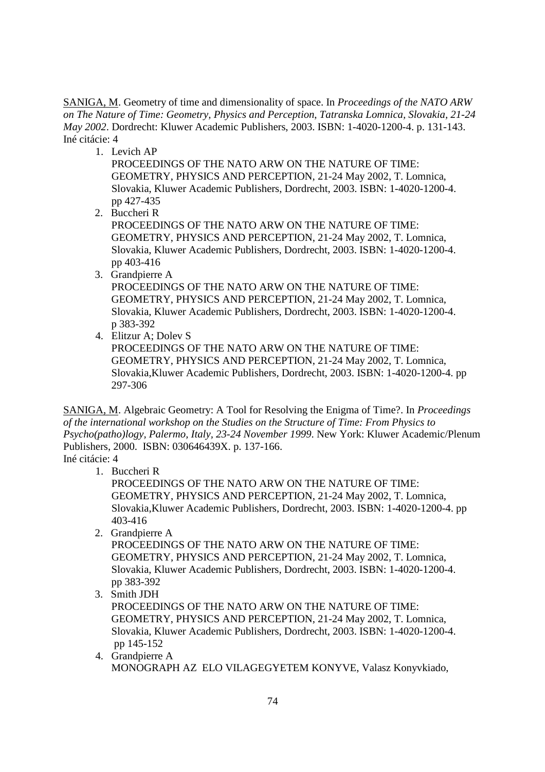SANIGA, M. Geometry of time and dimensionality of space. In *Proceedings of the NATO ARW on The Nature of Time: Geometry, Physics and Perception, Tatranska Lomnica, Slovakia, 21-24 May 2002*. Dordrecht: Kluwer Academic Publishers, 2003. ISBN: 1-4020-1200-4. p. 131-143.
Iné citácie: 4

1. Levich AP
   PROCEEDINGS OF THE NATO ARW ON THE NATURE OF TIME: GEOMETRY, PHYSICS AND PERCEPTION, 21-24 May 2002, T. Lomnica, Slovakia, Kluwer Academic Publishers, Dordrecht, 2003. ISBN: 1-4020-1200-4. pp 427-435
2. Buccheri R
   PROCEEDINGS OF THE NATO ARW ON THE NATURE OF TIME: GEOMETRY, PHYSICS AND PERCEPTION, 21-24 May 2002, T. Lomnica, Slovakia, Kluwer Academic Publishers, Dordrecht, 2003. ISBN: 1-4020-1200-4. pp 403-416
3. Grandpierre A
   PROCEEDINGS OF THE NATO ARW ON THE NATURE OF TIME: GEOMETRY, PHYSICS AND PERCEPTION, 21-24 May 2002, T. Lomnica, Slovakia, Kluwer Academic Publishers, Dordrecht, 2003. ISBN: 1-4020-1200-4. p 383-392
4. Elitzur A; Dolev S
   PROCEEDINGS OF THE NATO ARW ON THE NATURE OF TIME: GEOMETRY, PHYSICS AND PERCEPTION, 21-24 May 2002, T. Lomnica, Slovakia,Kluwer Academic Publishers, Dordrecht, 2003. ISBN: 1-4020-1200-4. pp 297-306

SANIGA, M. Algebraic Geometry: A Tool for Resolving the Enigma of Time?. In *Proceedings of the international workshop on the Studies on the Structure of Time: From Physics to Psycho(patho)logy, Palermo, Italy, 23-24 November 1999*. New York: Kluwer Academic/Plenum Publishers, 2000. ISBN: 030646439X. p. 137-166.
Iné citácie: 4

1. Buccheri R
   PROCEEDINGS OF THE NATO ARW ON THE NATURE OF TIME: GEOMETRY, PHYSICS AND PERCEPTION, 21-24 May 2002, T. Lomnica, Slovakia,Kluwer Academic Publishers, Dordrecht, 2003. ISBN: 1-4020-1200-4. pp 403-416
2. Grandpierre A
   PROCEEDINGS OF THE NATO ARW ON THE NATURE OF TIME: GEOMETRY, PHYSICS AND PERCEPTION, 21-24 May 2002, T. Lomnica, Slovakia, Kluwer Academic Publishers, Dordrecht, 2003. ISBN: 1-4020-1200-4. pp 383-392
3. Smith JDH
   PROCEEDINGS OF THE NATO ARW ON THE NATURE OF TIME: GEOMETRY, PHYSICS AND PERCEPTION, 21-24 May 2002, T. Lomnica, Slovakia, Kluwer Academic Publishers, Dordrecht, 2003. ISBN: 1-4020-1200-4. pp 145-152
4. Grandpierre A
   MONOGRAPH AZ ELO VILAGEGYETEM KONYVE, Valasz Konyvkiado,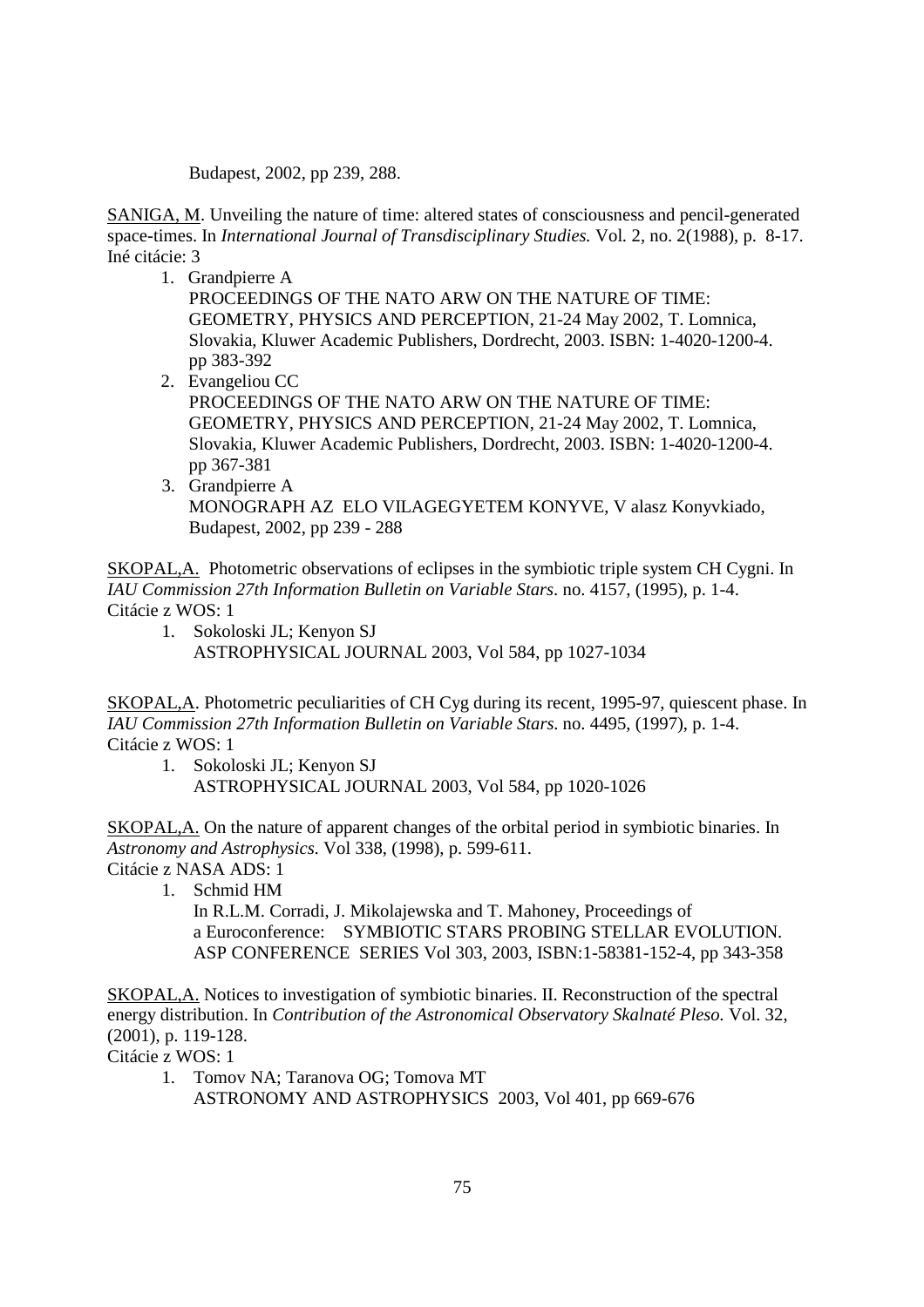Budapest, 2002, pp 239, 288.

<u>SANIGA, M</u>. Unveiling the nature of time: altered states of consciousness and pencil-generated space-times. In *International Journal of Transdisciplinary Studies.* Vol. 2, no. 2(1988), p. 8-17.
Iné citácie: 3

1. Grandpierre A
   PROCEEDINGS OF THE NATO ARW ON THE NATURE OF TIME: GEOMETRY, PHYSICS AND PERCEPTION, 21-24 May 2002, T. Lomnica, Slovakia, Kluwer Academic Publishers, Dordrecht, 2003. ISBN: 1-4020-1200-4. pp 383-392
2. Evangeliou CC
   PROCEEDINGS OF THE NATO ARW ON THE NATURE OF TIME: GEOMETRY, PHYSICS AND PERCEPTION, 21-24 May 2002, T. Lomnica, Slovakia, Kluwer Academic Publishers, Dordrecht, 2003. ISBN: 1-4020-1200-4. pp 367-381
3. Grandpierre A
   MONOGRAPH AZ ELO VILAGEGYETEM KONYVE, V alasz Konyvkiado, Budapest, 2002, pp 239 - 288

<u>SKOPAL,A.</u> Photometric observations of eclipses in the symbiotic triple system CH Cygni. In *IAU Commission 27th Information Bulletin on Variable Stars*. no. 4157, (1995), p. 1-4.
Citácie z WOS: 1

1. Sokoloski JL; Kenyon SJ
   ASTROPHYSICAL JOURNAL 2003, Vol 584, pp 1027-1034

<u>SKOPAL,A</u>. Photometric peculiarities of CH Cyg during its recent, 1995-97, quiescent phase. In *IAU Commission 27th Information Bulletin on Variable Stars*. no. 4495, (1997), p. 1-4.
Citácie z WOS: 1

1. Sokoloski JL; Kenyon SJ
   ASTROPHYSICAL JOURNAL 2003, Vol 584, pp 1020-1026

<u>SKOPAL,A.</u> On the nature of apparent changes of the orbital period in symbiotic binaries. In *Astronomy and Astrophysics.* Vol 338, (1998), p. 599-611.
Citácie z NASA ADS: 1

1. Schmid HM
   In R.L.M. Corradi, J. Mikolajewska and T. Mahoney, Proceedings of a Euroconference: SYMBIOTIC STARS PROBING STELLAR EVOLUTION. ASP CONFERENCE SERIES Vol 303, 2003, ISBN:1-58381-152-4, pp 343-358

<u>SKOPAL,A.</u> Notices to investigation of symbiotic binaries. II. Reconstruction of the spectral energy distribution. In *Contribution of the Astronomical Observatory Skalnaté Pleso.* Vol. 32, (2001), p. 119-128.
Citácie z WOS: 1

1. Tomov NA; Taranova OG; Tomova MT
   ASTRONOMY AND ASTROPHYSICS 2003, Vol 401, pp 669-676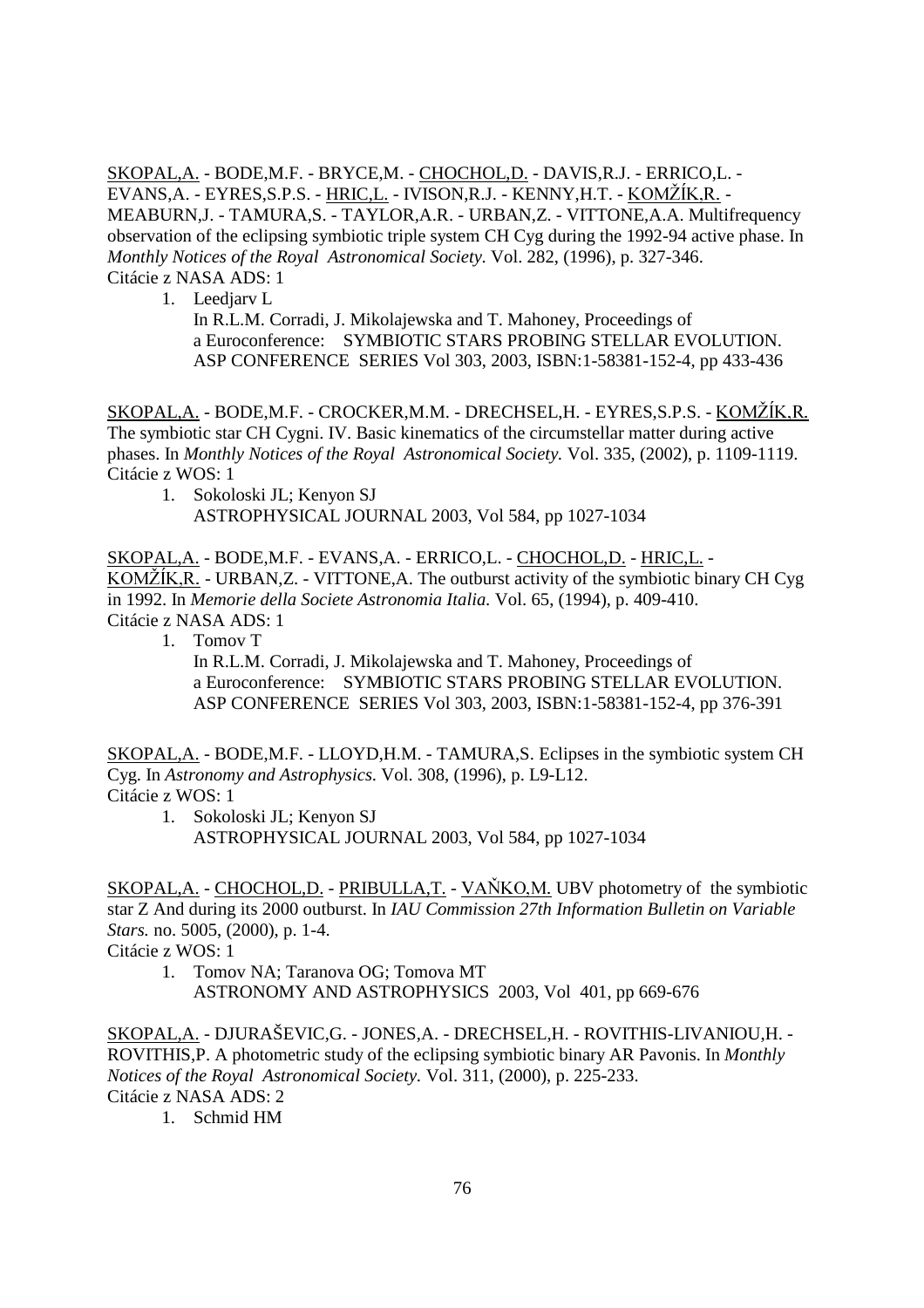SKOPAL,A. - BODE,M.F. - BRYCE,M. - CHOCHOL,D. - DAVIS,R.J. - ERRICO,L. - EVANS,A. - EYRES,S.P.S. - HRIC,L. - IVISON,R.J. - KENNY,H.T. - KOMŽÍK,R. - MEABURN,J. - TAMURA,S. - TAYLOR,A.R. - URBAN,Z. - VITTONE,A.A. Multifrequency observation of the eclipsing symbiotic triple system CH Cyg during the 1992-94 active phase. In *Monthly Notices of the Royal Astronomical Society.* Vol. 282, (1996), p. 327-346.
Citácie z NASA ADS: 1

1. Leedjarv L
   In R.L.M. Corradi, J. Mikolajewska and T. Mahoney, Proceedings of a Euroconference: SYMBIOTIC STARS PROBING STELLAR EVOLUTION. ASP CONFERENCE SERIES Vol 303, 2003, ISBN:1-58381-152-4, pp 433-436

SKOPAL,A. - BODE,M.F. - CROCKER,M.M. - DRECHSEL,H. - EYRES,S.P.S. - KOMŽÍK,R. The symbiotic star CH Cygni. IV. Basic kinematics of the circumstellar matter during active phases. In *Monthly Notices of the Royal Astronomical Society.* Vol. 335, (2002), p. 1109-1119.
Citácie z WOS: 1

1. Sokoloski JL; Kenyon SJ
   ASTROPHYSICAL JOURNAL 2003, Vol 584, pp 1027-1034

SKOPAL,A. - BODE,M.F. - EVANS,A. - ERRICO,L. - CHOCHOL,D. - HRIC,L. - KOMŽÍK,R. - URBAN,Z. - VITTONE,A. The outburst activity of the symbiotic binary CH Cyg in 1992. In *Memorie della Societe Astronomia Italia.* Vol. 65, (1994), p. 409-410.
Citácie z NASA ADS: 1

1. Tomov T
   In R.L.M. Corradi, J. Mikolajewska and T. Mahoney, Proceedings of a Euroconference: SYMBIOTIC STARS PROBING STELLAR EVOLUTION. ASP CONFERENCE SERIES Vol 303, 2003, ISBN:1-58381-152-4, pp 376-391

SKOPAL,A. - BODE,M.F. - LLOYD,H.M. - TAMURA,S. Eclipses in the symbiotic system CH Cyg. In *Astronomy and Astrophysics.* Vol. 308, (1996), p. L9-L12.
Citácie z WOS: 1

1. Sokoloski JL; Kenyon SJ
   ASTROPHYSICAL JOURNAL 2003, Vol 584, pp 1027-1034

SKOPAL,A. - CHOCHOL,D. - PRIBULLA,T. - VAŇKO,M. UBV photometry of the symbiotic star Z And during its 2000 outburst. In *IAU Commission 27th Information Bulletin on Variable Stars.* no. 5005, (2000), p. 1-4.
Citácie z WOS: 1

1. Tomov NA; Taranova OG; Tomova MT
   ASTRONOMY AND ASTROPHYSICS 2003, Vol 401, pp 669-676

SKOPAL,A. - DJURAŠEVIC,G. - JONES,A. - DRECHSEL,H. - ROVITHIS-LIVANIOU,H. - ROVITHIS,P. A photometric study of the eclipsing symbiotic binary AR Pavonis. In *Monthly Notices of the Royal Astronomical Society.* Vol. 311, (2000), p. 225-233.
Citácie z NASA ADS: 2

1. Schmid HM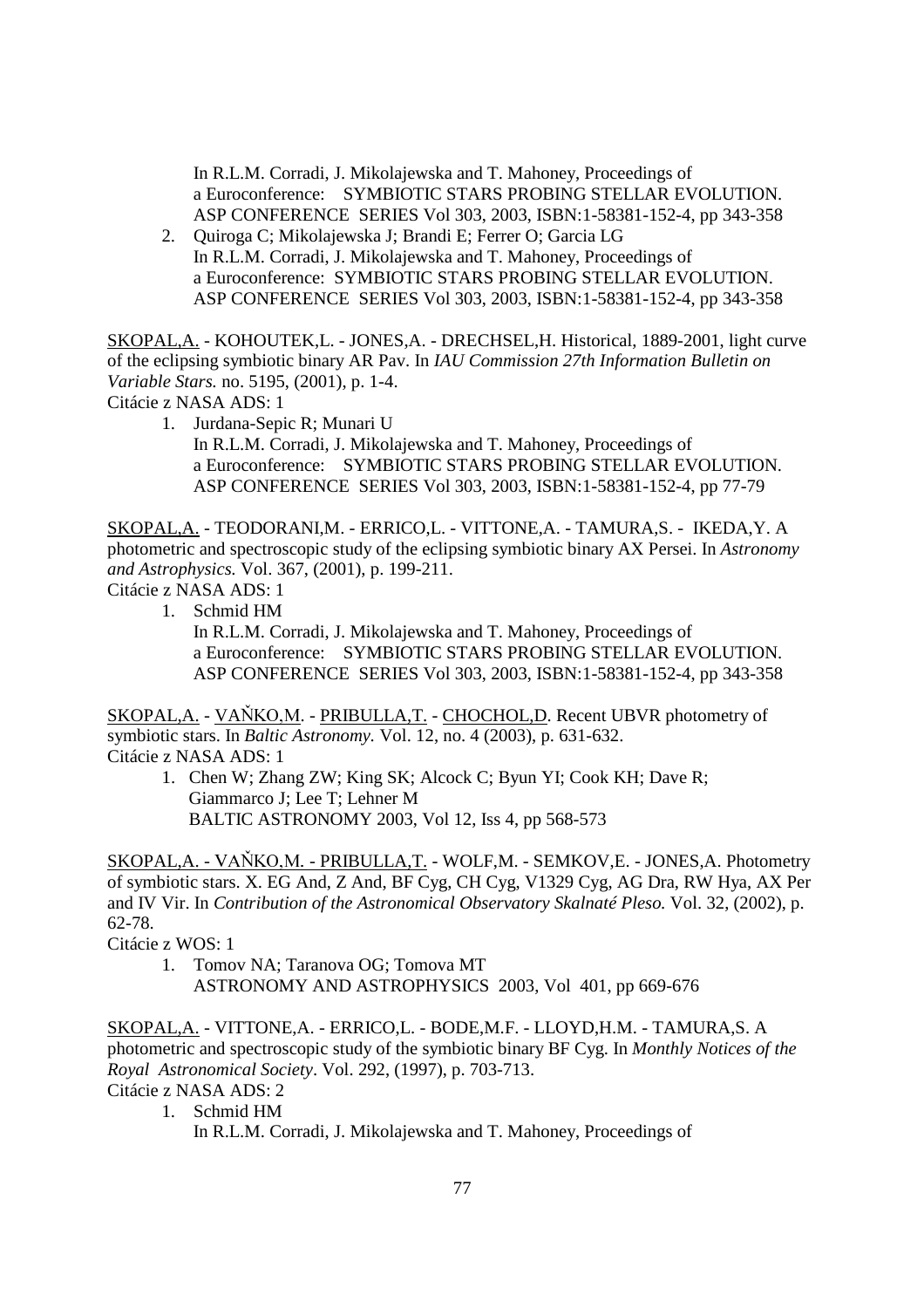In R.L.M. Corradi, J. Mikolajewska and T. Mahoney, Proceedings of a Euroconference: SYMBIOTIC STARS PROBING STELLAR EVOLUTION. ASP CONFERENCE SERIES Vol 303, 2003, ISBN:1-58381-152-4, pp 343-358

2. Quiroga C; Mikolajewska J; Brandi E; Ferrer O; Garcia LG
   In R.L.M. Corradi, J. Mikolajewska and T. Mahoney, Proceedings of a Euroconference: SYMBIOTIC STARS PROBING STELLAR EVOLUTION. ASP CONFERENCE SERIES Vol 303, 2003, ISBN:1-58381-152-4, pp 343-358

SKOPAL,A. - KOHOUTEK,L. - JONES,A. - DRECHSEL,H. Historical, 1889-2001, light curve of the eclipsing symbiotic binary AR Pav. In *IAU Commission 27th Information Bulletin on Variable Stars.* no. 5195, (2001), p. 1-4.
Citácie z NASA ADS: 1

1. Jurdana-Sepic R; Munari U
   In R.L.M. Corradi, J. Mikolajewska and T. Mahoney, Proceedings of a Euroconference: SYMBIOTIC STARS PROBING STELLAR EVOLUTION. ASP CONFERENCE SERIES Vol 303, 2003, ISBN:1-58381-152-4, pp 77-79

SKOPAL,A. - TEODORANI,M. - ERRICO,L. - VITTONE,A. - TAMURA,S. - IKEDA,Y. A photometric and spectroscopic study of the eclipsing symbiotic binary AX Persei. In *Astronomy and Astrophysics.* Vol. 367, (2001), p. 199-211.
Citácie z NASA ADS: 1

1. Schmid HM
   In R.L.M. Corradi, J. Mikolajewska and T. Mahoney, Proceedings of a Euroconference: SYMBIOTIC STARS PROBING STELLAR EVOLUTION. ASP CONFERENCE SERIES Vol 303, 2003, ISBN:1-58381-152-4, pp 343-358

SKOPAL,A. - VAŇKO,M. - PRIBULLA,T. - CHOCHOL,D. Recent UBVR photometry of symbiotic stars. In *Baltic Astronomy.* Vol. 12, no. 4 (2003), p. 631-632.
Citácie z NASA ADS: 1

1. Chen W; Zhang ZW; King SK; Alcock C; Byun YI; Cook KH; Dave R; Giammarco J; Lee T; Lehner M
   BALTIC ASTRONOMY 2003, Vol 12, Iss 4, pp 568-573

SKOPAL,A. - VAŇKO,M. - PRIBULLA,T. - WOLF,M. - SEMKOV,E. - JONES,A. Photometry of symbiotic stars. X. EG And, Z And, BF Cyg, CH Cyg, V1329 Cyg, AG Dra, RW Hya, AX Per and IV Vir. In *Contribution of the Astronomical Observatory Skalnaté Pleso.* Vol. 32, (2002), p. 62-78.
Citácie z WOS: 1

1. Tomov NA; Taranova OG; Tomova MT
   ASTRONOMY AND ASTROPHYSICS 2003, Vol 401, pp 669-676

SKOPAL,A. - VITTONE,A. - ERRICO,L. - BODE,M.F. - LLOYD,H.M. - TAMURA,S. A photometric and spectroscopic study of the symbiotic binary BF Cyg. In *Monthly Notices of the Royal Astronomical Society*. Vol. 292, (1997), p. 703-713.
Citácie z NASA ADS: 2

1. Schmid HM
   In R.L.M. Corradi, J. Mikolajewska and T. Mahoney, Proceedings of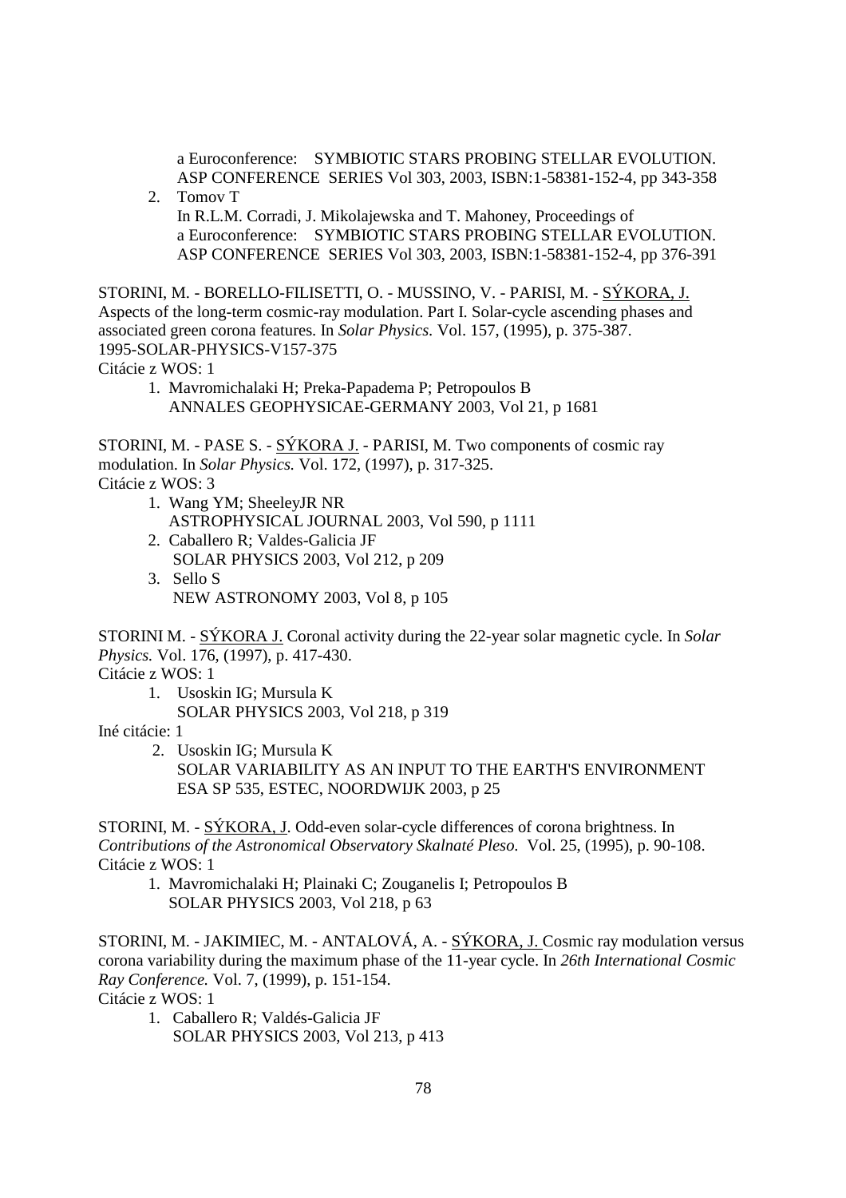a Euroconference: SYMBIOTIC STARS PROBING STELLAR EVOLUTION. ASP CONFERENCE SERIES Vol 303, 2003, ISBN:1-58381-152-4, pp 343-358

2. Tomov T
   In R.L.M. Corradi, J. Mikolajewska and T. Mahoney, Proceedings of a Euroconference: SYMBIOTIC STARS PROBING STELLAR EVOLUTION. ASP CONFERENCE SERIES Vol 303, 2003, ISBN:1-58381-152-4, pp 376-391

STORINI, M. - BORELLO-FILISETTI, O. - MUSSINO, V. - PARISI, M. - SÝKORA, J. Aspects of the long-term cosmic-ray modulation. Part I. Solar-cycle ascending phases and associated green corona features. In *Solar Physics.* Vol. 157, (1995), p. 375-387. 1995-SOLAR-PHYSICS-V157-375
Citácie z WOS: 1

1. Mavromichalaki H; Preka-Papadema P; Petropoulos B
   ANNALES GEOPHYSICAE-GERMANY 2003, Vol 21, p 1681

STORINI, M. - PASE S. - SÝKORA J. - PARISI, M. Two components of cosmic ray modulation. In *Solar Physics.* Vol. 172, (1997), p. 317-325.
Citácie z WOS: 3

1. Wang YM; SheeleyJR NR
   ASTROPHYSICAL JOURNAL 2003, Vol 590, p 1111
2. Caballero R; Valdes-Galicia JF
   SOLAR PHYSICS 2003, Vol 212, p 209
3. Sello S
   NEW ASTRONOMY 2003, Vol 8, p 105

STORINI M. - SÝKORA J. Coronal activity during the 22-year solar magnetic cycle. In *Solar Physics.* Vol. 176, (1997), p. 417-430.
Citácie z WOS: 1

1. Usoskin IG; Mursula K
   SOLAR PHYSICS 2003, Vol 218, p 319

Iné citácie: 1

2. Usoskin IG; Mursula K
   SOLAR VARIABILITY AS AN INPUT TO THE EARTH'S ENVIRONMENT ESA SP 535, ESTEC, NOORDWIJK 2003, p 25

STORINI, M. - SÝKORA, J. Odd-even solar-cycle differences of corona brightness. In *Contributions of the Astronomical Observatory Skalnaté Pleso.* Vol. 25, (1995), p. 90-108.
Citácie z WOS: 1

1. Mavromichalaki H; Plainaki C; Zouganelis I; Petropoulos B
   SOLAR PHYSICS 2003, Vol 218, p 63

STORINI, M. - JAKIMIEC, M. - ANTALOVÁ, A. - SÝKORA, J. Cosmic ray modulation versus corona variability during the maximum phase of the 11-year cycle. In *26th International Cosmic Ray Conference.* Vol. 7, (1999), p. 151-154.
Citácie z WOS: 1

1. Caballero R; Valdés-Galicia JF
   SOLAR PHYSICS 2003, Vol 213, p 413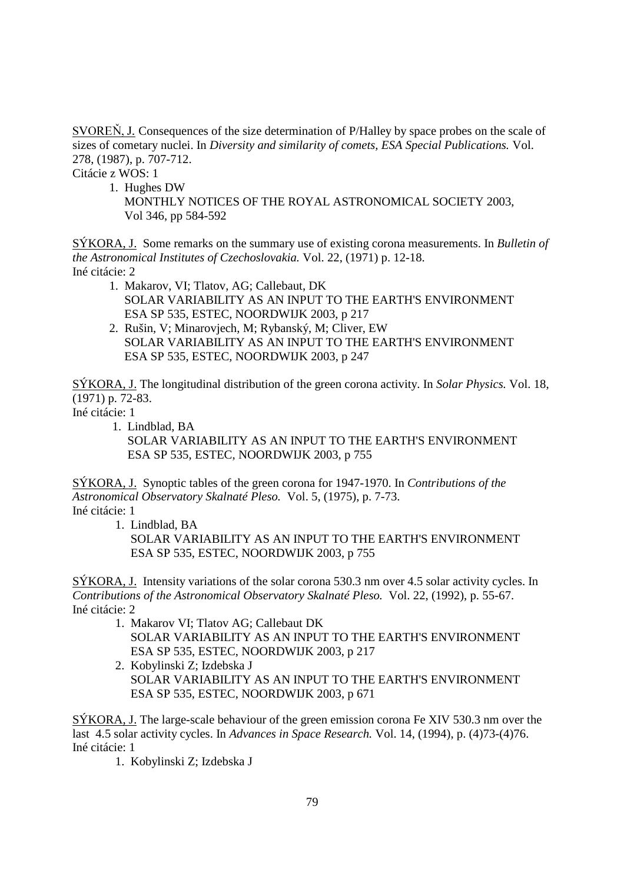SVOREŇ, J. Consequences of the size determination of P/Halley by space probes on the scale of sizes of cometary nuclei. In *Diversity and similarity of comets, ESA Special Publications.* Vol. 278, (1987), p. 707-712.
Citácie z WOS: 1

1. Hughes DW
   MONTHLY NOTICES OF THE ROYAL ASTRONOMICAL SOCIETY 2003, Vol 346, pp 584-592

SÝKORA, J. Some remarks on the summary use of existing corona measurements. In *Bulletin of the Astronomical Institutes of Czechoslovakia.* Vol. 22, (1971) p. 12-18.
Iné citácie: 2

1. Makarov, VI; Tlatov, AG; Callebaut, DK
   SOLAR VARIABILITY AS AN INPUT TO THE EARTH'S ENVIRONMENT
   ESA SP 535, ESTEC, NOORDWIJK 2003, p 217
2. Rušin, V; Minarovjech, M; Rybanský, M; Cliver, EW
   SOLAR VARIABILITY AS AN INPUT TO THE EARTH'S ENVIRONMENT
   ESA SP 535, ESTEC, NOORDWIJK 2003, p 247

SÝKORA, J. The longitudinal distribution of the green corona activity. In *Solar Physics.* Vol. 18, (1971) p. 72-83.
Iné citácie: 1

1. Lindblad, BA
   SOLAR VARIABILITY AS AN INPUT TO THE EARTH'S ENVIRONMENT
   ESA SP 535, ESTEC, NOORDWIJK 2003, p 755

SÝKORA, J. Synoptic tables of the green corona for 1947-1970. In *Contributions of the Astronomical Observatory Skalnaté Pleso.* Vol. 5, (1975), p. 7-73.
Iné citácie: 1

1. Lindblad, BA
   SOLAR VARIABILITY AS AN INPUT TO THE EARTH'S ENVIRONMENT
   ESA SP 535, ESTEC, NOORDWIJK 2003, p 755

SÝKORA, J. Intensity variations of the solar corona 530.3 nm over 4.5 solar activity cycles. In *Contributions of the Astronomical Observatory Skalnaté Pleso.* Vol. 22, (1992), p. 55-67.
Iné citácie: 2

1. Makarov VI; Tlatov AG; Callebaut DK
   SOLAR VARIABILITY AS AN INPUT TO THE EARTH'S ENVIRONMENT
   ESA SP 535, ESTEC, NOORDWIJK 2003, p 217
2. Kobylinski Z; Izdebska J
   SOLAR VARIABILITY AS AN INPUT TO THE EARTH'S ENVIRONMENT
   ESA SP 535, ESTEC, NOORDWIJK 2003, p 671

SÝKORA, J. The large-scale behaviour of the green emission corona Fe XIV 530.3 nm over the last 4.5 solar activity cycles. In *Advances in Space Research.* Vol. 14, (1994), p. (4)73-(4)76.
Iné citácie: 1

1. Kobylinski Z; Izdebska J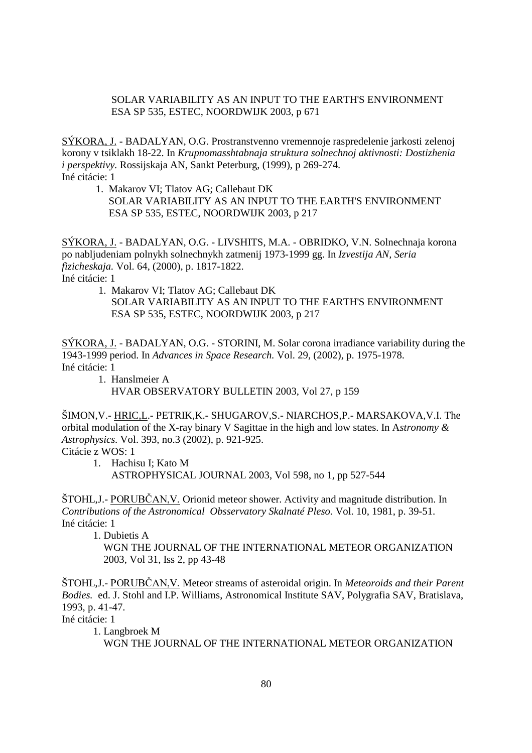SOLAR VARIABILITY AS AN INPUT TO THE EARTH'S ENVIRONMENT
ESA SP 535, ESTEC, NOORDWIJK 2003, p 671

SÝKORA, J. - BADALYAN, O.G. Prostranstvenno vremennoje raspredelenie jarkosti zelenoj korony v tsiklakh 18-22. In *Krupnomasshtabnaja struktura solnechnoj aktivnosti: Dostizhenia i perspektivy.* Rossijskaja AN, Sankt Peterburg, (1999), p 269-274.
Iné citácie: 1

1. Makarov VI; Tlatov AG; Callebaut DK
   SOLAR VARIABILITY AS AN INPUT TO THE EARTH'S ENVIRONMENT
   ESA SP 535, ESTEC, NOORDWIJK 2003, p 217

SÝKORA, J. - BADALYAN, O.G. - LIVSHITS, M.A. - OBRIDKO, V.N. Solnechnaja korona po nabljudeniam polnykh solnechnykh zatmenij 1973-1999 gg. In *Izvestija AN, Seria fizicheskaja.* Vol. 64, (2000), p. 1817-1822.
Iné citácie: 1

1. Makarov VI; Tlatov AG; Callebaut DK
   SOLAR VARIABILITY AS AN INPUT TO THE EARTH'S ENVIRONMENT
   ESA SP 535, ESTEC, NOORDWIJK 2003, p 217

SÝKORA, J. - BADALYAN, O.G. - STORINI, M. Solar corona irradiance variability during the 1943-1999 period. In *Advances in Space Research.* Vol. 29, (2002), p. 1975-1978.
Iné citácie: 1

1. Hanslmeier A
   HVAR OBSERVATORY BULLETIN 2003, Vol 27, p 159

ŠIMON,V.- HRIC,L.- PETRIK,K.- SHUGAROV,S.- NIARCHOS,P.- MARSAKOVA,V.I. The orbital modulation of the X-ray binary V Sagittae in the high and low states. In A*stronomy & Astrophysics.* Vol. 393, no.3 (2002), p. 921-925.
Citácie z WOS: 1

1. Hachisu I; Kato M
   ASTROPHYSICAL JOURNAL 2003, Vol 598, no 1, pp 527-544

ŠTOHL,J.- PORUBČAN,V. Orionid meteor shower. Activity and magnitude distribution. In *Contributions of the Astronomical Obsservatory Skalnaté Pleso.* Vol. 10, 1981, p. 39-51.
Iné citácie: 1

1. Dubietis A
   WGN THE JOURNAL OF THE INTERNATIONAL METEOR ORGANIZATION 2003, Vol 31, Iss 2, pp 43-48

ŠTOHL,J.- PORUBČAN,V. Meteor streams of asteroidal origin. In *Meteoroids and their Parent Bodies.* ed. J. Stohl and I.P. Williams, Astronomical Institute SAV, Polygrafia SAV, Bratislava, 1993, p. 41-47.
Iné citácie: 1

1. Langbroek M
   WGN THE JOURNAL OF THE INTERNATIONAL METEOR ORGANIZATION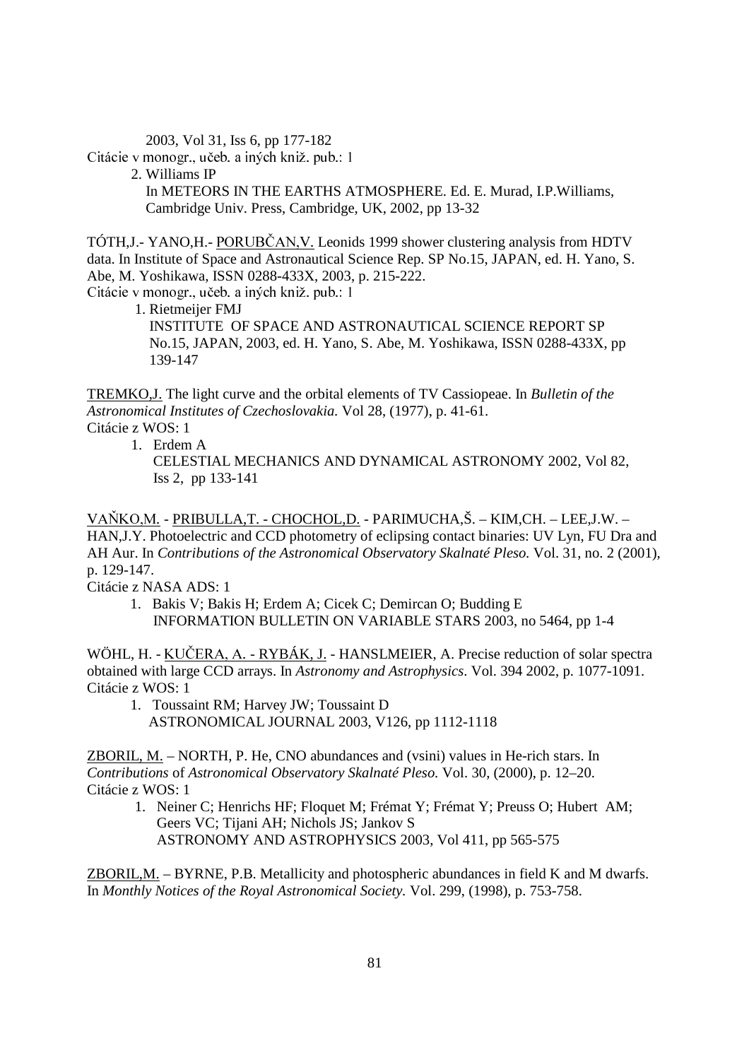2003, Vol 31, Iss 6, pp 177-182

Citácie v monogr., učeb. a iných kniž. pub.: 1

2. Williams IP
   In METEORS IN THE EARTHS ATMOSPHERE. Ed. E. Murad, I.P.Williams, Cambridge Univ. Press, Cambridge, UK, 2002, pp 13-32

TÓTH,J.- YANO,H.- PORUBČAN,V. Leonids 1999 shower clustering analysis from HDTV data. In Institute of Space and Astronautical Science Rep. SP No.15, JAPAN, ed. H. Yano, S. Abe, M. Yoshikawa, ISSN 0288-433X, 2003, p. 215-222.

Citácie v monogr., učeb. a iných kniž. pub.: 1

1. Rietmeijer FMJ
   INSTITUTE OF SPACE AND ASTRONAUTICAL SCIENCE REPORT SP No.15, JAPAN, 2003, ed. H. Yano, S. Abe, M. Yoshikawa, ISSN 0288-433X, pp 139-147

TREMKO,J. The light curve and the orbital elements of TV Cassiopeae. In *Bulletin of the Astronomical Institutes of Czechoslovakia.* Vol 28, (1977), p. 41-61.

Citácie z WOS: 1

1. Erdem A
   CELESTIAL MECHANICS AND DYNAMICAL ASTRONOMY 2002, Vol 82, Iss 2, pp 133-141

VAŇKO,M. - PRIBULLA,T. - CHOCHOL,D. - PARIMUCHA,Š. – KIM,CH. – LEE,J.W. – HAN,J.Y. Photoelectric and CCD photometry of eclipsing contact binaries: UV Lyn, FU Dra and AH Aur. In *Contributions of the Astronomical Observatory Skalnaté Pleso.* Vol. 31, no. 2 (2001), p. 129-147.

Citácie z NASA ADS: 1

1. Bakis V; Bakis H; Erdem A; Cicek C; Demircan O; Budding E
   INFORMATION BULLETIN ON VARIABLE STARS 2003, no 5464, pp 1-4

WÖHL, H. - KUČERA, A. - RYBÁK, J. - HANSLMEIER, A. Precise reduction of solar spectra obtained with large CCD arrays. In *Astronomy and Astrophysics*. Vol. 394 2002, p. 1077-1091.

Citácie z WOS: 1

1. Toussaint RM; Harvey JW; Toussaint D
   ASTRONOMICAL JOURNAL 2003, V126, pp 1112-1118

ZBORIL, M. – NORTH, P. He, CNO abundances and (vsini) values in He-rich stars. In *Contributions* of *Astronomical Observatory Skalnaté Pleso.* Vol. 30, (2000), p. 12–20.

Citácie z WOS: 1

1. Neiner C; Henrichs HF; Floquet M; Frémat Y; Frémat Y; Preuss O; Hubert AM; Geers VC; Tijani AH; Nichols JS; Jankov S
   ASTRONOMY AND ASTROPHYSICS 2003, Vol 411, pp 565-575

ZBORIL,M. – BYRNE, P.B. Metallicity and photospheric abundances in field K and M dwarfs. In *Monthly Notices of the Royal Astronomical Society.* Vol. 299, (1998), p. 753-758.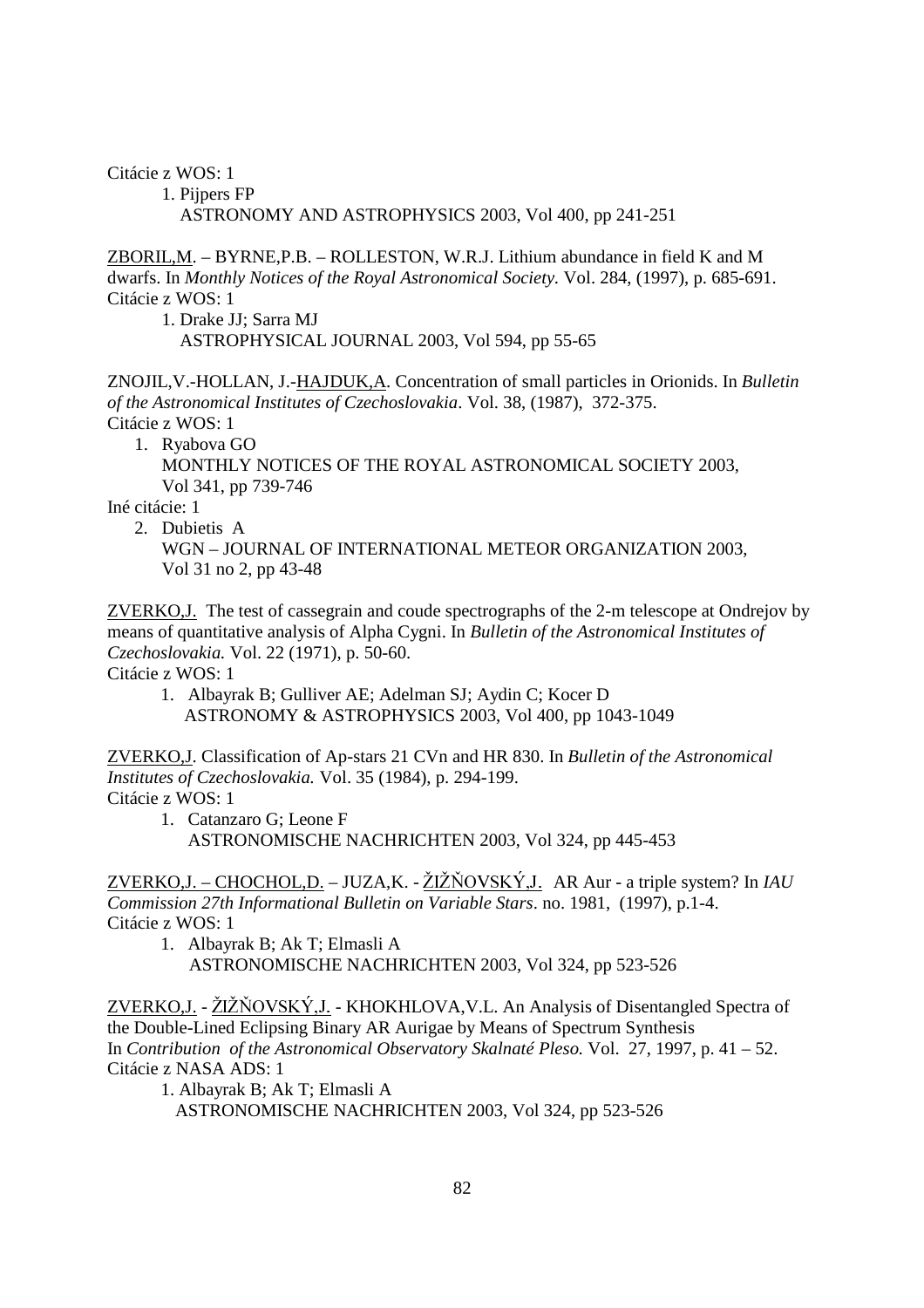Citácie z WOS: 1

1. Pijpers FP
   ASTRONOMY AND ASTROPHYSICS 2003, Vol 400, pp 241-251

ZBORIL,M. – BYRNE,P.B. – ROLLESTON, W.R.J. Lithium abundance in field K and M dwarfs. In *Monthly Notices of the Royal Astronomical Society.* Vol. 284, (1997), p. 685-691.
Citácie z WOS: 1

1. Drake JJ; Sarra MJ
   ASTROPHYSICAL JOURNAL 2003, Vol 594, pp 55-65

ZNOJIL,V.-HOLLAN, J.-HAJDUK,A. Concentration of small particles in Orionids. In *Bulletin of the Astronomical Institutes of Czechoslovakia*. Vol. 38, (1987), 372-375.
Citácie z WOS: 1

1. Ryabova GO
   MONTHLY NOTICES OF THE ROYAL ASTRONOMICAL SOCIETY 2003, Vol 341, pp 739-746

Iné citácie: 1

2. Dubietis A
   WGN – JOURNAL OF INTERNATIONAL METEOR ORGANIZATION 2003, Vol 31 no 2, pp 43-48

ZVERKO,J. The test of cassegrain and coude spectrographs of the 2-m telescope at Ondrejov by means of quantitative analysis of Alpha Cygni. In *Bulletin of the Astronomical Institutes of Czechoslovakia.* Vol. 22 (1971), p. 50-60.
Citácie z WOS: 1

1. Albayrak B; Gulliver AE; Adelman SJ; Aydin C; Kocer D
   ASTRONOMY & ASTROPHYSICS 2003, Vol 400, pp 1043-1049

ZVERKO,J. Classification of Ap-stars 21 CVn and HR 830. In *Bulletin of the Astronomical Institutes of Czechoslovakia.* Vol. 35 (1984), p. 294-199.
Citácie z WOS: 1

1. Catanzaro G; Leone F
   ASTRONOMISCHE NACHRICHTEN 2003, Vol 324, pp 445-453

ZVERKO,J. – CHOCHOL,D. – JUZA,K. - ŽIŽŇOVSKÝ,J. AR Aur - a triple system? In *IAU Commission 27th Informational Bulletin on Variable Stars*. no. 1981, (1997), p.1-4.
Citácie z WOS: 1

1. Albayrak B; Ak T; Elmasli A
   ASTRONOMISCHE NACHRICHTEN 2003, Vol 324, pp 523-526

ZVERKO,J. - ŽIŽŇOVSKÝ,J. - KHOKHLOVA,V.L. An Analysis of Disentangled Spectra of the Double-Lined Eclipsing Binary AR Aurigae by Means of Spectrum Synthesis In *Contribution of the Astronomical Observatory Skalnaté Pleso.* Vol. 27, 1997, p. 41 – 52.
Citácie z NASA ADS: 1

1. Albayrak B; Ak T; Elmasli A
   ASTRONOMISCHE NACHRICHTEN 2003, Vol 324, pp 523-526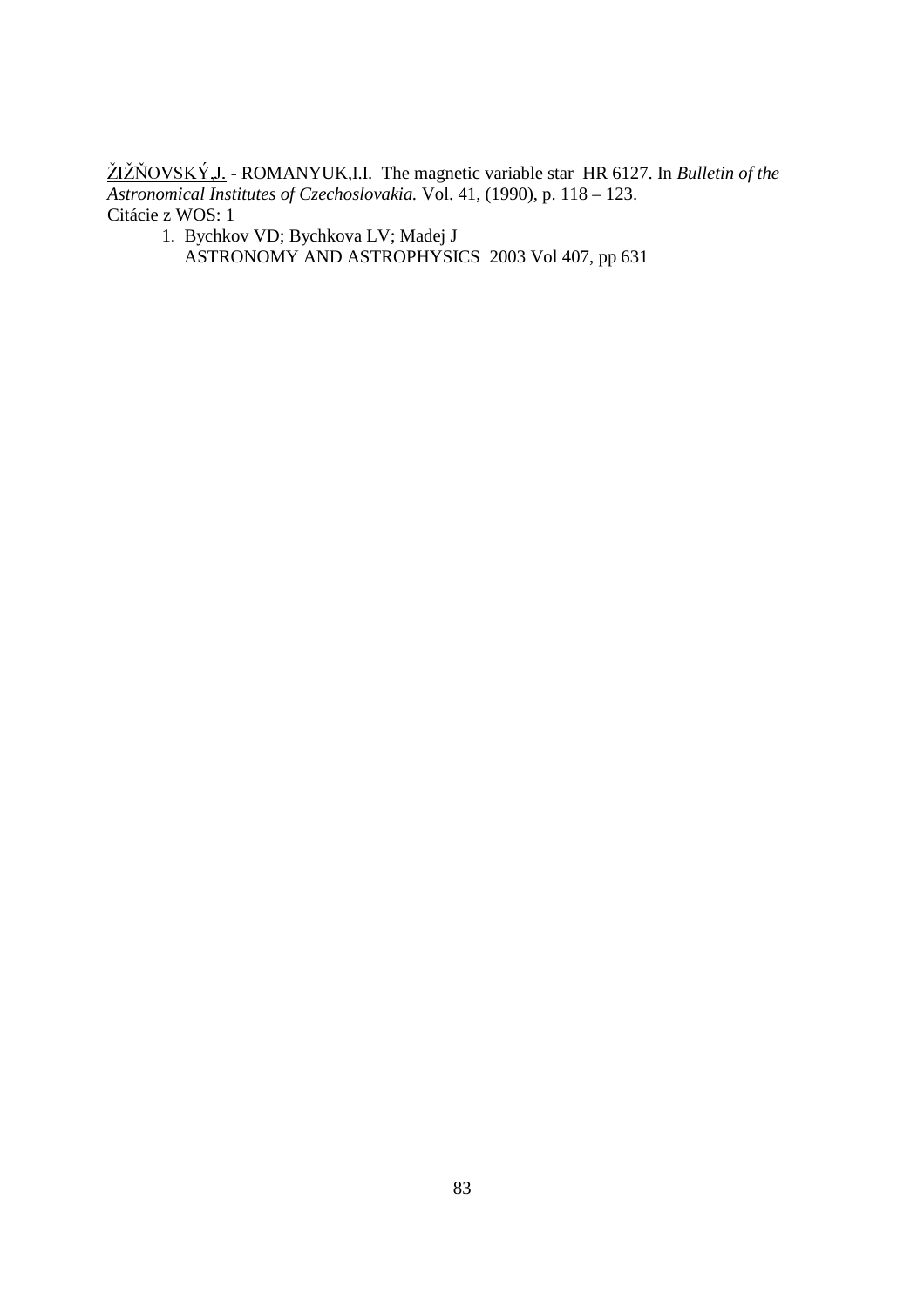ŽIŽŇOVSKÝ,J. - ROMANYUK,I.I. The magnetic variable star HR 6127. In *Bulletin of the Astronomical Institutes of Czechoslovakia.* Vol. 41, (1990), p. 118 – 123.
Citácie z WOS: 1

1. Bychkov VD; Bychkova LV; Madej J
   ASTRONOMY AND ASTROPHYSICS 2003 Vol 407, pp 631